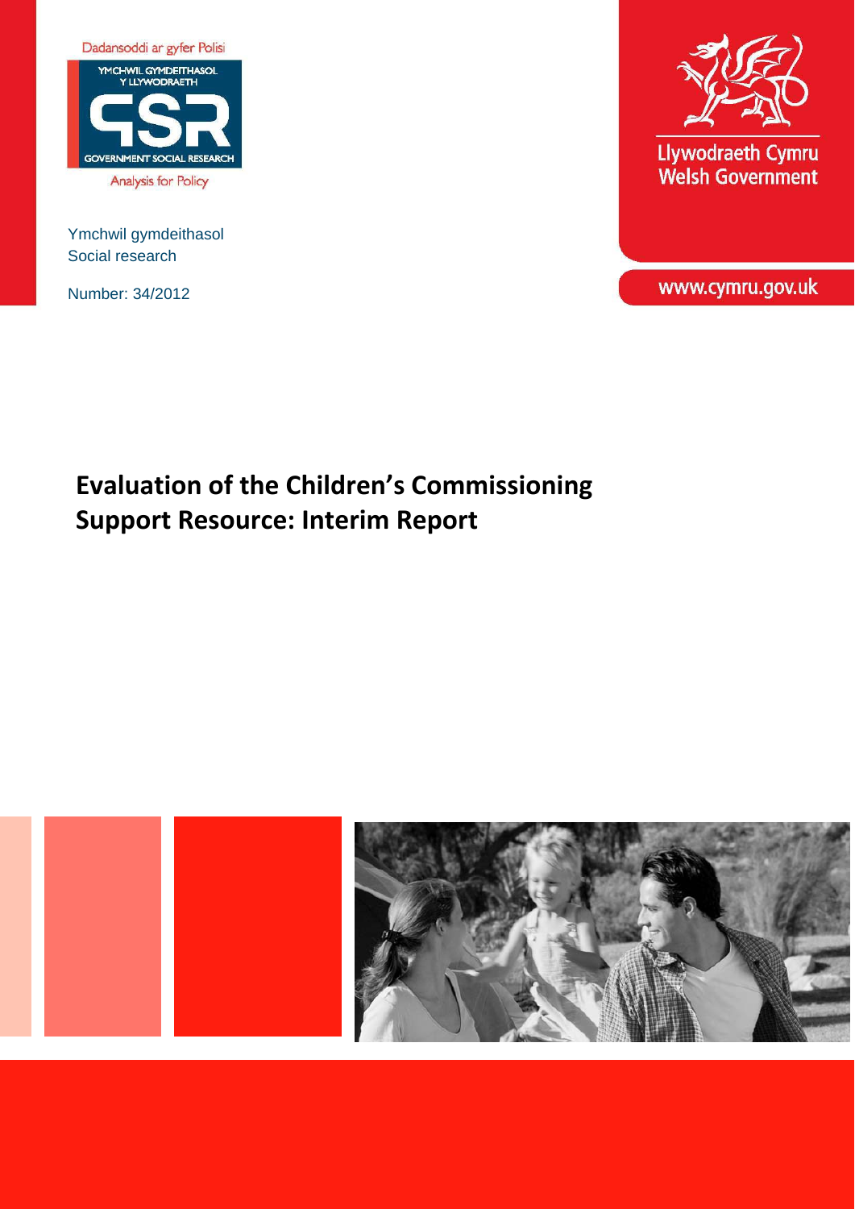Dadansoddi ar gyfer Polisi

YMCHWIL GYMDEITHASOL Y LLYWODRAETH

GSR

GOVERNMENT SOCIAL RESEARCH

Analysis for Policy

Ymchwil gymdeithasol
Social research

Number: 34/2012

Llywodraeth Cymru
Welsh Government

www.cymru.gov.uk

# Evaluation of the Children's Commissioning Support Resource: Interim Report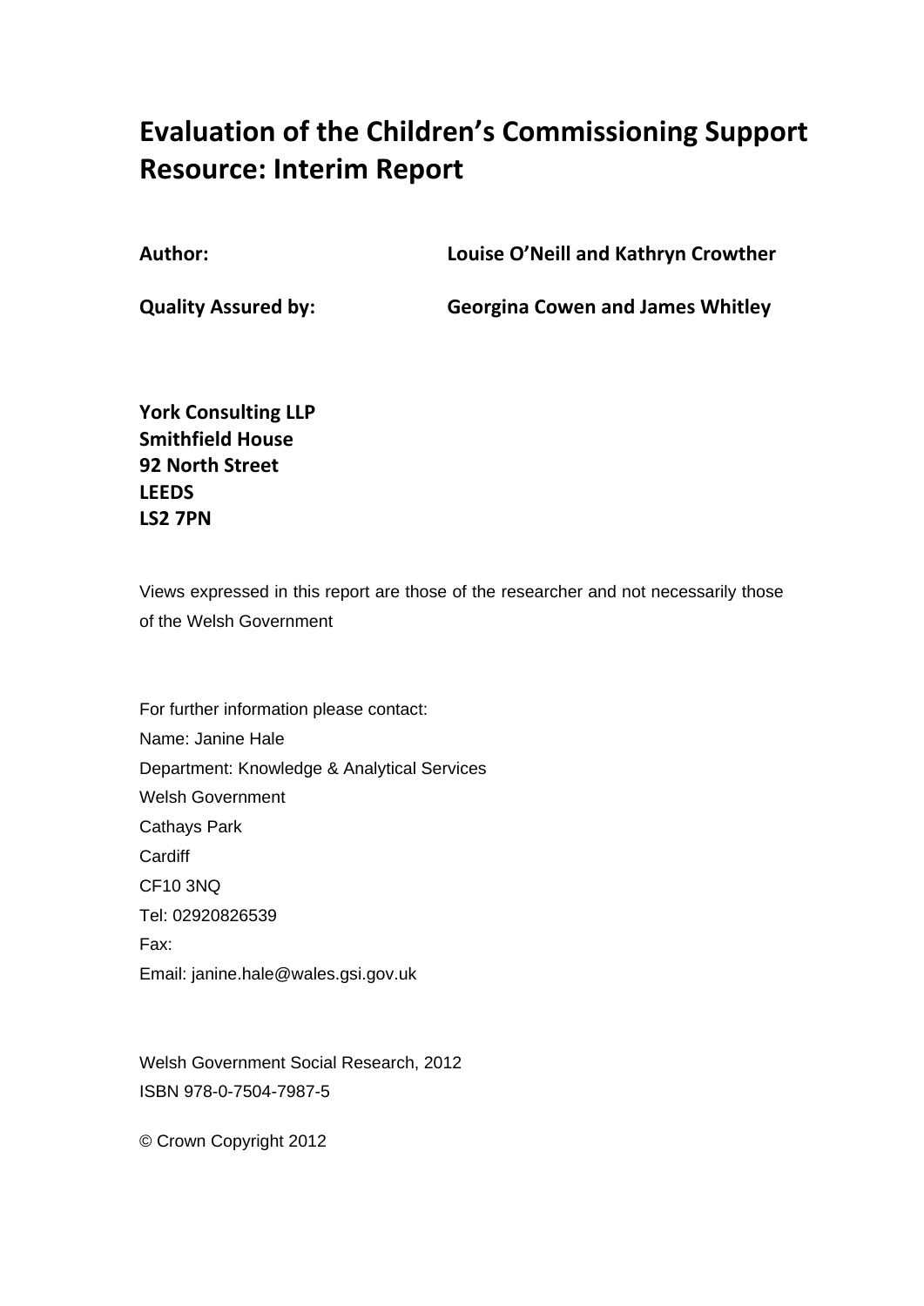# Evaluation of the Children's Commissioning Support Resource: Interim Report

**Author:** **Louise O'Neill and Kathryn Crowther**

**Quality Assured by:** **Georgina Cowen and James Whitley**

**York Consulting LLP**
**Smithfield House**
**92 North Street**
**LEEDS**
**LS2 7PN**

Views expressed in this report are those of the researcher and not necessarily those of the Welsh Government

For further information please contact:
Name: Janine Hale
Department: Knowledge & Analytical Services
Welsh Government
Cathays Park
Cardiff
CF10 3NQ
Tel: 02920826539
Fax:
Email: janine.hale@wales.gsi.gov.uk

Welsh Government Social Research, 2012
ISBN 978-0-7504-7987-5

© Crown Copyright 2012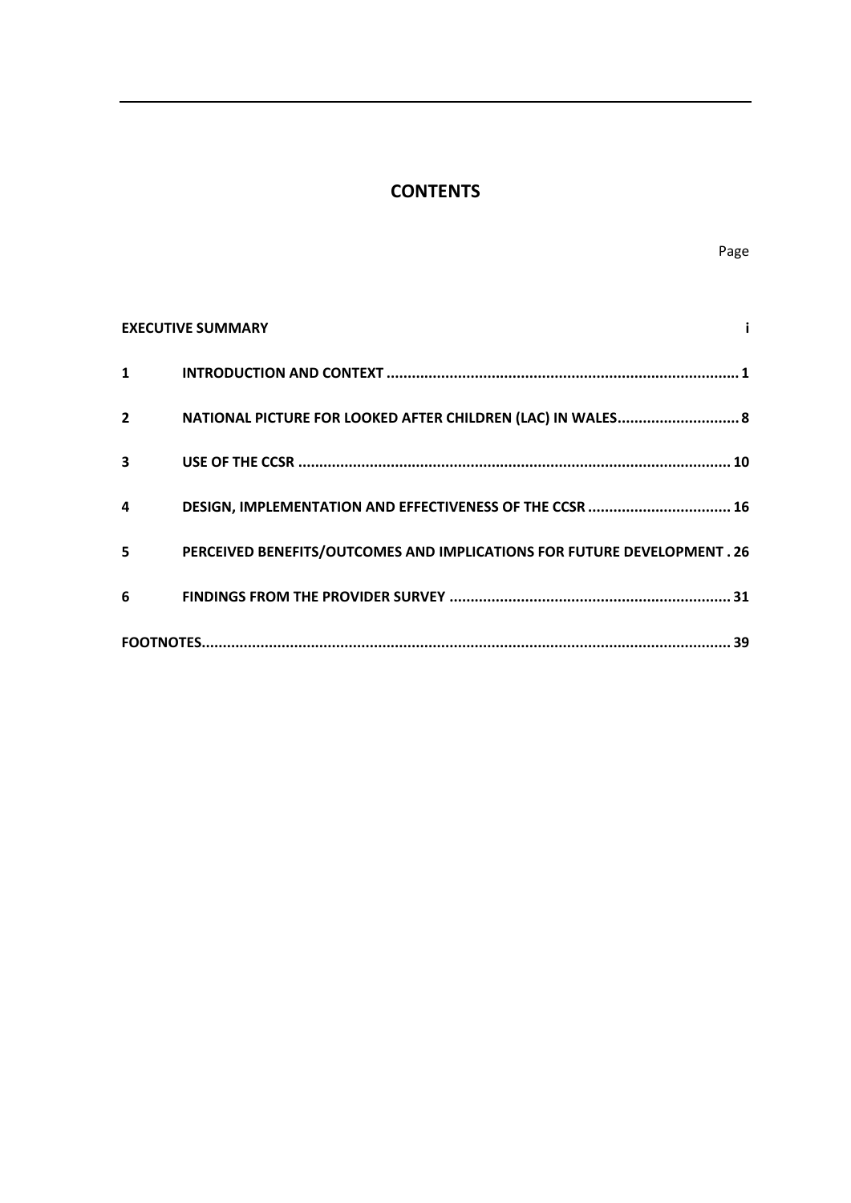# CONTENTS

| | | Page |
|---|---|---|
| **EXECUTIVE SUMMARY** | | **i** |
| **1** | **INTRODUCTION AND CONTEXT** | **1** |
| **2** | **NATIONAL PICTURE FOR LOOKED AFTER CHILDREN (LAC) IN WALES** | **8** |
| **3** | **USE OF THE CCSR** | **10** |
| **4** | **DESIGN, IMPLEMENTATION AND EFFECTIVENESS OF THE CCSR** | **16** |
| **5** | **PERCEIVED BENEFITS/OUTCOMES AND IMPLICATIONS FOR FUTURE DEVELOPMENT** | **26** |
| **6** | **FINDINGS FROM THE PROVIDER SURVEY** | **31** |
| **FOOTNOTES** | | **39** |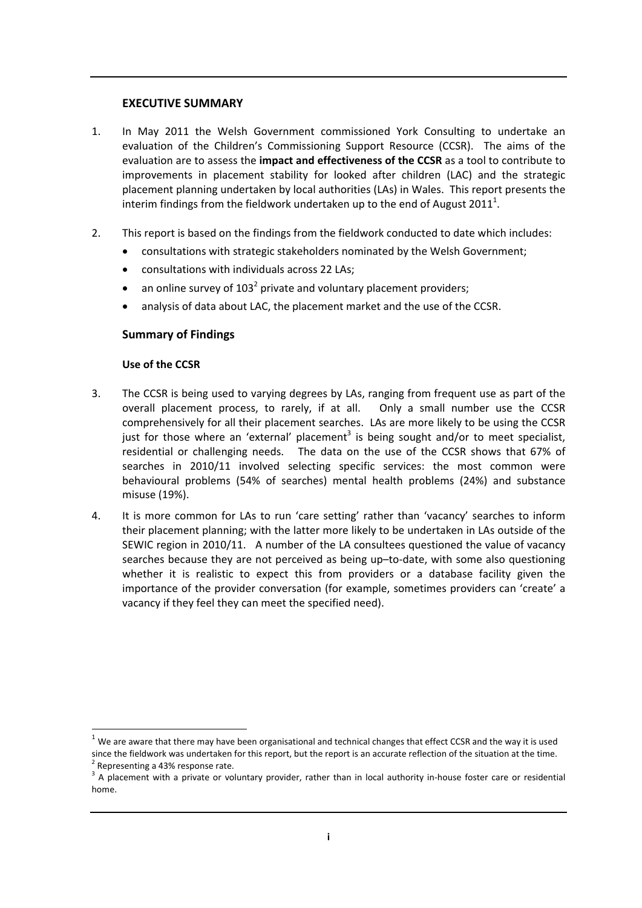## EXECUTIVE SUMMARY

1. In May 2011 the Welsh Government commissioned York Consulting to undertake an evaluation of the Children's Commissioning Support Resource (CCSR). The aims of the evaluation are to assess the **impact and effectiveness of the CCSR** as a tool to contribute to improvements in placement stability for looked after children (LAC) and the strategic placement planning undertaken by local authorities (LAs) in Wales. This report presents the interim findings from the fieldwork undertaken up to the end of August 2011[1].

2. This report is based on the findings from the fieldwork conducted to date which includes:
   - consultations with strategic stakeholders nominated by the Welsh Government;
   - consultations with individuals across 22 LAs;
   - an online survey of 103[2] private and voluntary placement providers;
   - analysis of data about LAC, the placement market and the use of the CCSR.

### Summary of Findings

#### Use of the CCSR

3. The CCSR is being used to varying degrees by LAs, ranging from frequent use as part of the overall placement process, to rarely, if at all. Only a small number use the CCSR comprehensively for all their placement searches. LAs are more likely to be using the CCSR just for those where an 'external' placement[3] is being sought and/or to meet specialist, residential or challenging needs. The data on the use of the CCSR shows that 67% of searches in 2010/11 involved selecting specific services: the most common were behavioural problems (54% of searches) mental health problems (24%) and substance misuse (19%).

4. It is more common for LAs to run 'care setting' rather than 'vacancy' searches to inform their placement planning; with the latter more likely to be undertaken in LAs outside of the SEWIC region in 2010/11. A number of the LA consultees questioned the value of vacancy searches because they are not perceived as being up–to-date, with some also questioning whether it is realistic to expect this from providers or a database facility given the importance of the provider conversation (for example, sometimes providers can 'create' a vacancy if they feel they can meet the specified need).

---

[1] We are aware that there may have been organisational and technical changes that effect CCSR and the way it is used since the fieldwork was undertaken for this report, but the report is an accurate reflection of the situation at the time.

[2] Representing a 43% response rate.

[3] A placement with a private or voluntary provider, rather than in local authority in-house foster care or residential home.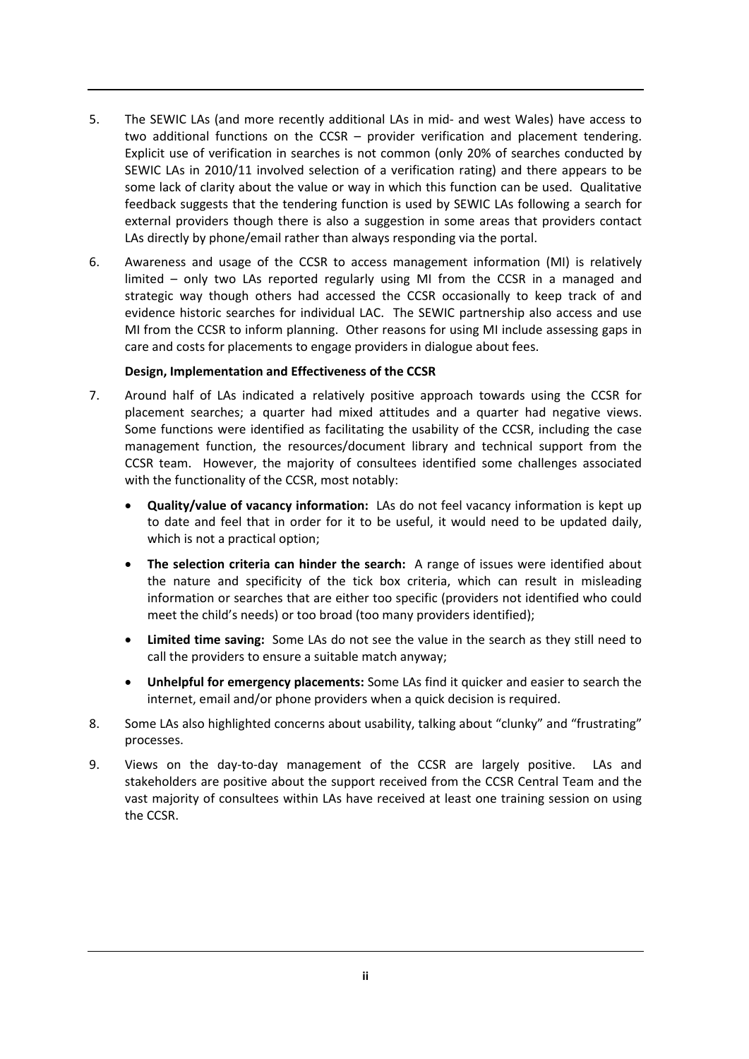5. The SEWIC LAs (and more recently additional LAs in mid- and west Wales) have access to two additional functions on the CCSR – provider verification and placement tendering. Explicit use of verification in searches is not common (only 20% of searches conducted by SEWIC LAs in 2010/11 involved selection of a verification rating) and there appears to be some lack of clarity about the value or way in which this function can be used. Qualitative feedback suggests that the tendering function is used by SEWIC LAs following a search for external providers though there is also a suggestion in some areas that providers contact LAs directly by phone/email rather than always responding via the portal.

6. Awareness and usage of the CCSR to access management information (MI) is relatively limited – only two LAs reported regularly using MI from the CCSR in a managed and strategic way though others had accessed the CCSR occasionally to keep track of and evidence historic searches for individual LAC. The SEWIC partnership also access and use MI from the CCSR to inform planning. Other reasons for using MI include assessing gaps in care and costs for placements to engage providers in dialogue about fees.

**Design, Implementation and Effectiveness of the CCSR**

7. Around half of LAs indicated a relatively positive approach towards using the CCSR for placement searches; a quarter had mixed attitudes and a quarter had negative views. Some functions were identified as facilitating the usability of the CCSR, including the case management function, the resources/document library and technical support from the CCSR team. However, the majority of consultees identified some challenges associated with the functionality of the CCSR, most notably:

   - **Quality/value of vacancy information:** LAs do not feel vacancy information is kept up to date and feel that in order for it to be useful, it would need to be updated daily, which is not a practical option;
   - **The selection criteria can hinder the search:** A range of issues were identified about the nature and specificity of the tick box criteria, which can result in misleading information or searches that are either too specific (providers not identified who could meet the child's needs) or too broad (too many providers identified);
   - **Limited time saving:** Some LAs do not see the value in the search as they still need to call the providers to ensure a suitable match anyway;
   - **Unhelpful for emergency placements:** Some LAs find it quicker and easier to search the internet, email and/or phone providers when a quick decision is required.

8. Some LAs also highlighted concerns about usability, talking about "clunky" and "frustrating" processes.

9. Views on the day-to-day management of the CCSR are largely positive. LAs and stakeholders are positive about the support received from the CCSR Central Team and the vast majority of consultees within LAs have received at least one training session on using the CCSR.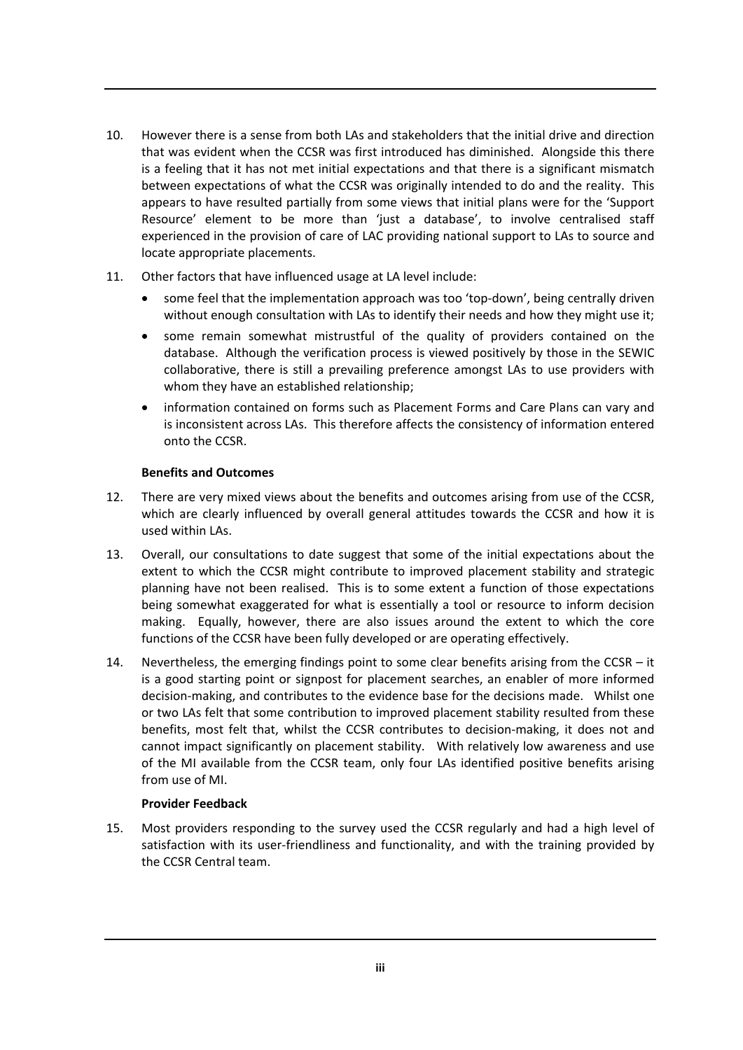10. However there is a sense from both LAs and stakeholders that the initial drive and direction that was evident when the CCSR was first introduced has diminished. Alongside this there is a feeling that it has not met initial expectations and that there is a significant mismatch between expectations of what the CCSR was originally intended to do and the reality. This appears to have resulted partially from some views that initial plans were for the 'Support Resource' element to be more than 'just a database', to involve centralised staff experienced in the provision of care of LAC providing national support to LAs to source and locate appropriate placements.

11. Other factors that have influenced usage at LA level include:

    - some feel that the implementation approach was too 'top-down', being centrally driven without enough consultation with LAs to identify their needs and how they might use it;
    - some remain somewhat mistrustful of the quality of providers contained on the database. Although the verification process is viewed positively by those in the SEWIC collaborative, there is still a prevailing preference amongst LAs to use providers with whom they have an established relationship;
    - information contained on forms such as Placement Forms and Care Plans can vary and is inconsistent across LAs. This therefore affects the consistency of information entered onto the CCSR.

**Benefits and Outcomes**

12. There are very mixed views about the benefits and outcomes arising from use of the CCSR, which are clearly influenced by overall general attitudes towards the CCSR and how it is used within LAs.

13. Overall, our consultations to date suggest that some of the initial expectations about the extent to which the CCSR might contribute to improved placement stability and strategic planning have not been realised. This is to some extent a function of those expectations being somewhat exaggerated for what is essentially a tool or resource to inform decision making. Equally, however, there are also issues around the extent to which the core functions of the CCSR have been fully developed or are operating effectively.

14. Nevertheless, the emerging findings point to some clear benefits arising from the CCSR – it is a good starting point or signpost for placement searches, an enabler of more informed decision-making, and contributes to the evidence base for the decisions made. Whilst one or two LAs felt that some contribution to improved placement stability resulted from these benefits, most felt that, whilst the CCSR contributes to decision-making, it does not and cannot impact significantly on placement stability. With relatively low awareness and use of the MI available from the CCSR team, only four LAs identified positive benefits arising from use of MI.

**Provider Feedback**

15. Most providers responding to the survey used the CCSR regularly and had a high level of satisfaction with its user-friendliness and functionality, and with the training provided by the CCSR Central team.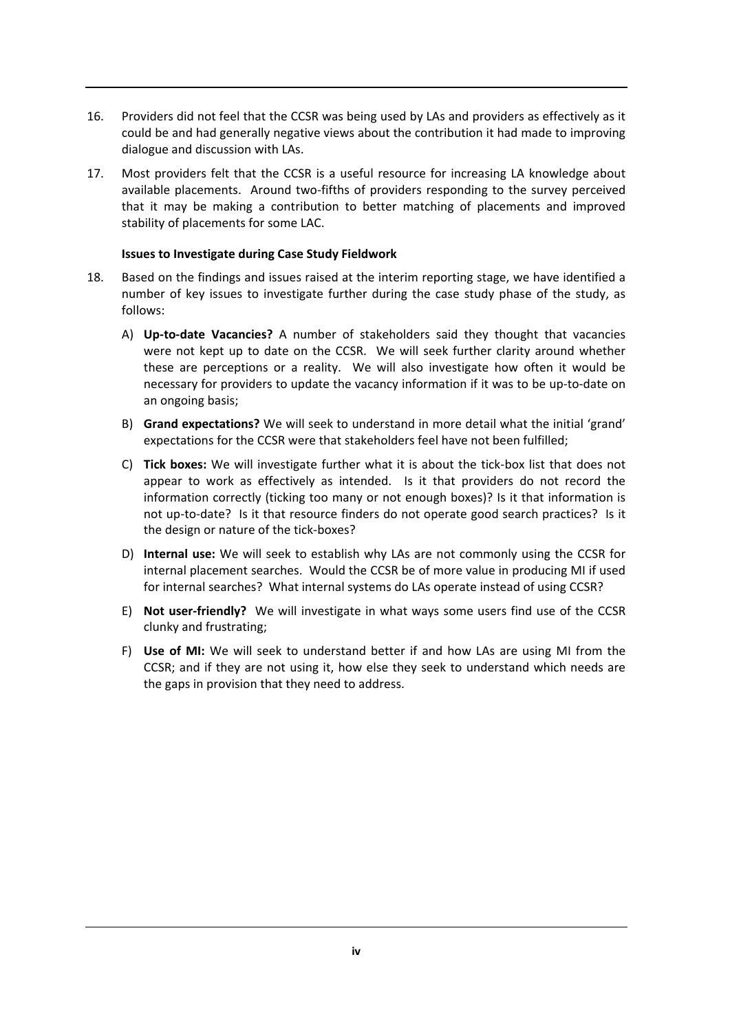16. Providers did not feel that the CCSR was being used by LAs and providers as effectively as it could be and had generally negative views about the contribution it had made to improving dialogue and discussion with LAs.

17. Most providers felt that the CCSR is a useful resource for increasing LA knowledge about available placements. Around two-fifths of providers responding to the survey perceived that it may be making a contribution to better matching of placements and improved stability of placements for some LAC.

**Issues to Investigate during Case Study Fieldwork**

18. Based on the findings and issues raised at the interim reporting stage, we have identified a number of key issues to investigate further during the case study phase of the study, as follows:

    A) **Up-to-date Vacancies?** A number of stakeholders said they thought that vacancies were not kept up to date on the CCSR. We will seek further clarity around whether these are perceptions or a reality. We will also investigate how often it would be necessary for providers to update the vacancy information if it was to be up-to-date on an ongoing basis;

    B) **Grand expectations?** We will seek to understand in more detail what the initial 'grand' expectations for the CCSR were that stakeholders feel have not been fulfilled;

    C) **Tick boxes:** We will investigate further what it is about the tick-box list that does not appear to work as effectively as intended. Is it that providers do not record the information correctly (ticking too many or not enough boxes)? Is it that information is not up-to-date? Is it that resource finders do not operate good search practices? Is it the design or nature of the tick-boxes?

    D) **Internal use:** We will seek to establish why LAs are not commonly using the CCSR for internal placement searches. Would the CCSR be of more value in producing MI if used for internal searches? What internal systems do LAs operate instead of using CCSR?

    E) **Not user-friendly?** We will investigate in what ways some users find use of the CCSR clunky and frustrating;

    F) **Use of MI:** We will seek to understand better if and how LAs are using MI from the CCSR; and if they are not using it, how else they seek to understand which needs are the gaps in provision that they need to address.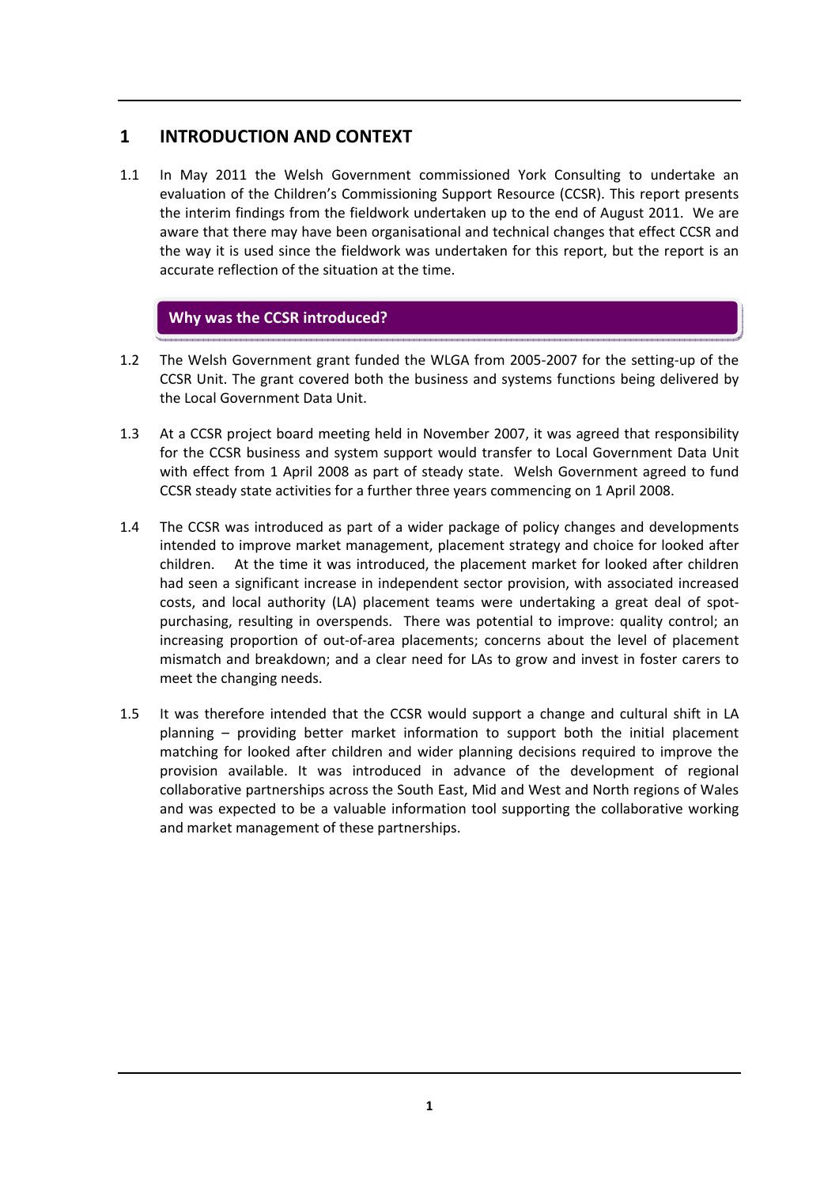# 1 INTRODUCTION AND CONTEXT

1.1 In May 2011 the Welsh Government commissioned York Consulting to undertake an evaluation of the Children's Commissioning Support Resource (CCSR). This report presents the interim findings from the fieldwork undertaken up to the end of August 2011. We are aware that there may have been organisational and technical changes that effect CCSR and the way it is used since the fieldwork was undertaken for this report, but the report is an accurate reflection of the situation at the time.

## Why was the CCSR introduced?

1.2 The Welsh Government grant funded the WLGA from 2005-2007 for the setting-up of the CCSR Unit. The grant covered both the business and systems functions being delivered by the Local Government Data Unit.

1.3 At a CCSR project board meeting held in November 2007, it was agreed that responsibility for the CCSR business and system support would transfer to Local Government Data Unit with effect from 1 April 2008 as part of steady state. Welsh Government agreed to fund CCSR steady state activities for a further three years commencing on 1 April 2008.

1.4 The CCSR was introduced as part of a wider package of policy changes and developments intended to improve market management, placement strategy and choice for looked after children. At the time it was introduced, the placement market for looked after children had seen a significant increase in independent sector provision, with associated increased costs, and local authority (LA) placement teams were undertaking a great deal of spot-purchasing, resulting in overspends. There was potential to improve: quality control; an increasing proportion of out-of-area placements; concerns about the level of placement mismatch and breakdown; and a clear need for LAs to grow and invest in foster carers to meet the changing needs.

1.5 It was therefore intended that the CCSR would support a change and cultural shift in LA planning – providing better market information to support both the initial placement matching for looked after children and wider planning decisions required to improve the provision available. It was introduced in advance of the development of regional collaborative partnerships across the South East, Mid and West and North regions of Wales and was expected to be a valuable information tool supporting the collaborative working and market management of these partnerships.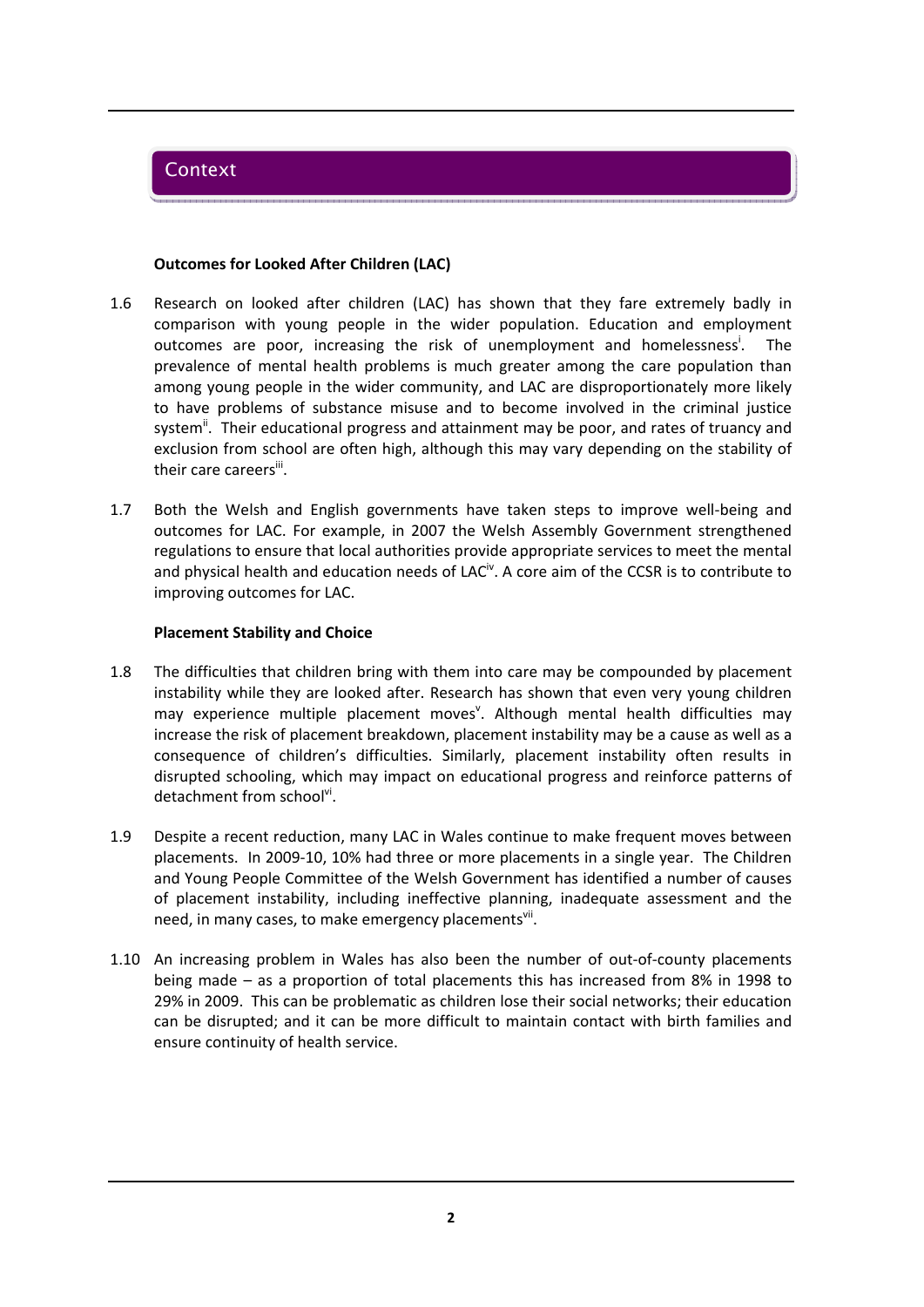## Context

### Outcomes for Looked After Children (LAC)

1.6 Research on looked after children (LAC) has shown that they fare extremely badly in comparison with young people in the wider population. Education and employment outcomes are poor, increasing the risk of unemployment and homelessness[i]. The prevalence of mental health problems is much greater among the care population than among young people in the wider community, and LAC are disproportionately more likely to have problems of substance misuse and to become involved in the criminal justice system[ii]. Their educational progress and attainment may be poor, and rates of truancy and exclusion from school are often high, although this may vary depending on the stability of their care careers[iii].

1.7 Both the Welsh and English governments have taken steps to improve well-being and outcomes for LAC. For example, in 2007 the Welsh Assembly Government strengthened regulations to ensure that local authorities provide appropriate services to meet the mental and physical health and education needs of LAC[iv]. A core aim of the CCSR is to contribute to improving outcomes for LAC.

### Placement Stability and Choice

1.8 The difficulties that children bring with them into care may be compounded by placement instability while they are looked after. Research has shown that even very young children may experience multiple placement moves[v]. Although mental health difficulties may increase the risk of placement breakdown, placement instability may be a cause as well as a consequence of children's difficulties. Similarly, placement instability often results in disrupted schooling, which may impact on educational progress and reinforce patterns of detachment from school[vi].

1.9 Despite a recent reduction, many LAC in Wales continue to make frequent moves between placements. In 2009-10, 10% had three or more placements in a single year. The Children and Young People Committee of the Welsh Government has identified a number of causes of placement instability, including ineffective planning, inadequate assessment and the need, in many cases, to make emergency placements[vii].

1.10 An increasing problem in Wales has also been the number of out-of-county placements being made – as a proportion of total placements this has increased from 8% in 1998 to 29% in 2009. This can be problematic as children lose their social networks; their education can be disrupted; and it can be more difficult to maintain contact with birth families and ensure continuity of health service.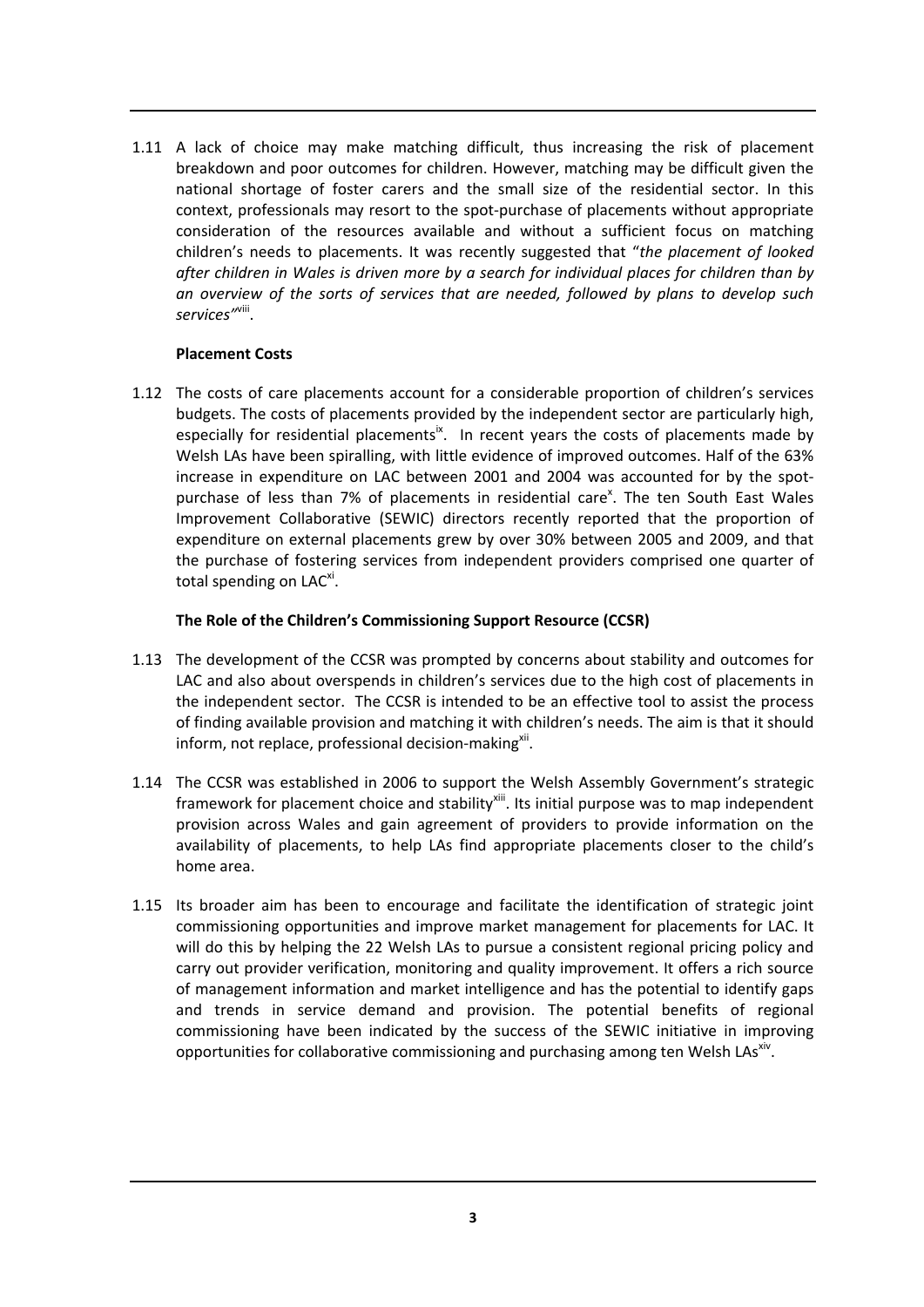1.11 A lack of choice may make matching difficult, thus increasing the risk of placement breakdown and poor outcomes for children. However, matching may be difficult given the national shortage of foster carers and the small size of the residential sector. In this context, professionals may resort to the spot-purchase of placements without appropriate consideration of the resources available and without a sufficient focus on matching children's needs to placements. It was recently suggested that "*the placement of looked after children in Wales is driven more by a search for individual places for children than by an overview of the sorts of services that are needed, followed by plans to develop such services*"[viii].

**Placement Costs**

1.12 The costs of care placements account for a considerable proportion of children's services budgets. The costs of placements provided by the independent sector are particularly high, especially for residential placements[ix]. In recent years the costs of placements made by Welsh LAs have been spiralling, with little evidence of improved outcomes. Half of the 63% increase in expenditure on LAC between 2001 and 2004 was accounted for by the spot-purchase of less than 7% of placements in residential care[x]. The ten South East Wales Improvement Collaborative (SEWIC) directors recently reported that the proportion of expenditure on external placements grew by over 30% between 2005 and 2009, and that the purchase of fostering services from independent providers comprised one quarter of total spending on LAC[xi].

**The Role of the Children's Commissioning Support Resource (CCSR)**

1.13 The development of the CCSR was prompted by concerns about stability and outcomes for LAC and also about overspends in children's services due to the high cost of placements in the independent sector. The CCSR is intended to be an effective tool to assist the process of finding available provision and matching it with children's needs. The aim is that it should inform, not replace, professional decision-making[xii].

1.14 The CCSR was established in 2006 to support the Welsh Assembly Government's strategic framework for placement choice and stability[xiii]. Its initial purpose was to map independent provision across Wales and gain agreement of providers to provide information on the availability of placements, to help LAs find appropriate placements closer to the child's home area.

1.15 Its broader aim has been to encourage and facilitate the identification of strategic joint commissioning opportunities and improve market management for placements for LAC. It will do this by helping the 22 Welsh LAs to pursue a consistent regional pricing policy and carry out provider verification, monitoring and quality improvement. It offers a rich source of management information and market intelligence and has the potential to identify gaps and trends in service demand and provision. The potential benefits of regional commissioning have been indicated by the success of the SEWIC initiative in improving opportunities for collaborative commissioning and purchasing among ten Welsh LAs[xiv].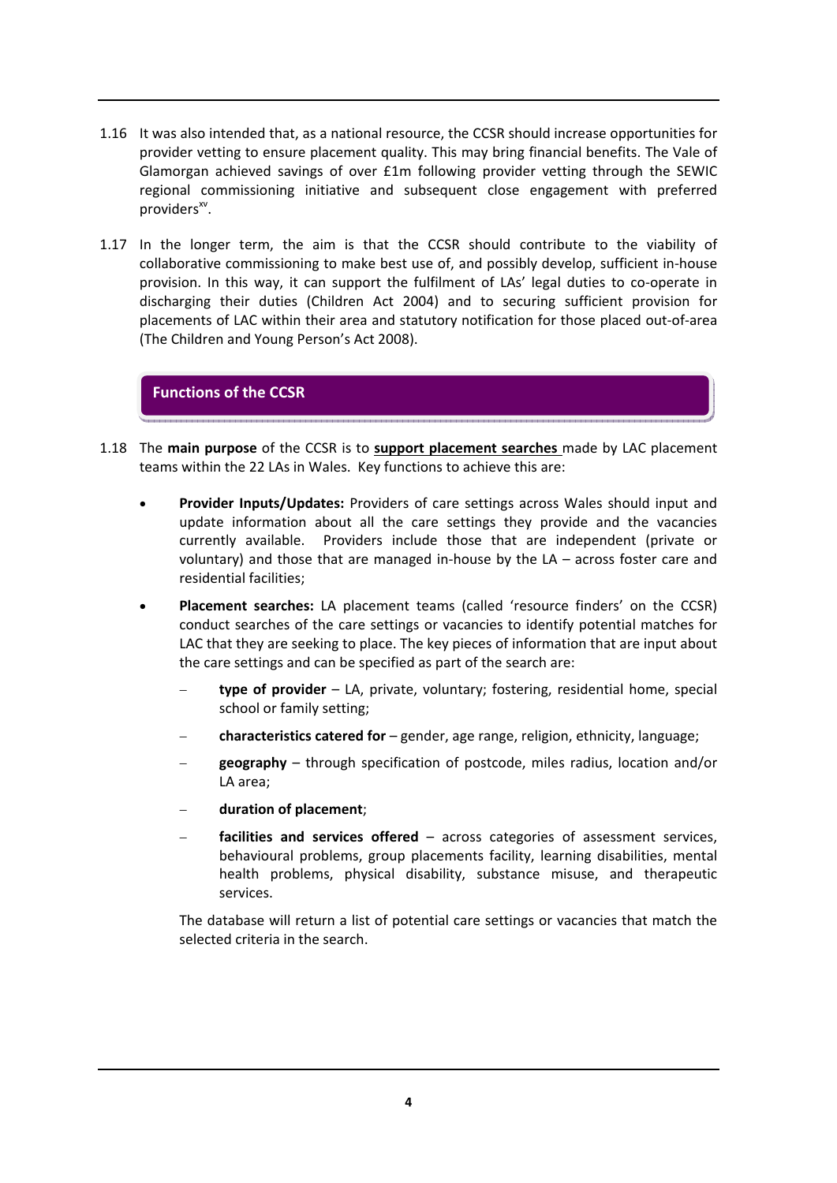1.16 It was also intended that, as a national resource, the CCSR should increase opportunities for provider vetting to ensure placement quality. This may bring financial benefits. The Vale of Glamorgan achieved savings of over £1m following provider vetting through the SEWIC regional commissioning initiative and subsequent close engagement with preferred providers[xv].

1.17 In the longer term, the aim is that the CCSR should contribute to the viability of collaborative commissioning to make best use of, and possibly develop, sufficient in-house provision. In this way, it can support the fulfilment of LAs' legal duties to co-operate in discharging their duties (Children Act 2004) and to securing sufficient provision for placements of LAC within their area and statutory notification for those placed out-of-area (The Children and Young Person's Act 2008).

## Functions of the CCSR

1.18 The **main purpose** of the CCSR is to **support placement searches** made by LAC placement teams within the 22 LAs in Wales. Key functions to achieve this are:

- **Provider Inputs/Updates:** Providers of care settings across Wales should input and update information about all the care settings they provide and the vacancies currently available. Providers include those that are independent (private or voluntary) and those that are managed in-house by the LA – across foster care and residential facilities;

- **Placement searches:** LA placement teams (called 'resource finders' on the CCSR) conduct searches of the care settings or vacancies to identify potential matches for LAC that they are seeking to place. The key pieces of information that are input about the care settings and can be specified as part of the search are:

  - **type of provider** – LA, private, voluntary; fostering, residential home, special school or family setting;
  - **characteristics catered for** – gender, age range, religion, ethnicity, language;
  - **geography** – through specification of postcode, miles radius, location and/or LA area;
  - **duration of placement**;
  - **facilities and services offered** – across categories of assessment services, behavioural problems, group placements facility, learning disabilities, mental health problems, physical disability, substance misuse, and therapeutic services.

  The database will return a list of potential care settings or vacancies that match the selected criteria in the search.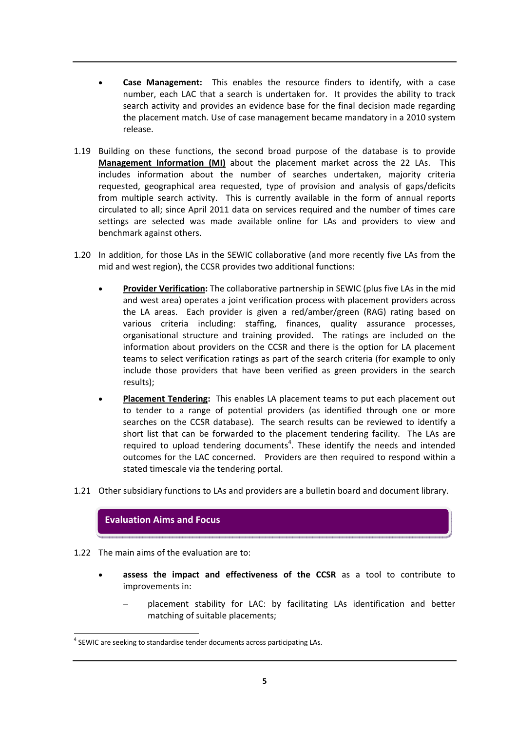- **Case Management:** This enables the resource finders to identify, with a case number, each LAC that a search is undertaken for. It provides the ability to track search activity and provides an evidence base for the final decision made regarding the placement match. Use of case management became mandatory in a 2010 system release.

1.19 Building on these functions, the second broad purpose of the database is to provide **Management Information (MI)** about the placement market across the 22 LAs. This includes information about the number of searches undertaken, majority criteria requested, geographical area requested, type of provision and analysis of gaps/deficits from multiple search activity. This is currently available in the form of annual reports circulated to all; since April 2011 data on services required and the number of times care settings are selected was made available online for LAs and providers to view and benchmark against others.

1.20 In addition, for those LAs in the SEWIC collaborative (and more recently five LAs from the mid and west region), the CCSR provides two additional functions:

- **Provider Verification:** The collaborative partnership in SEWIC (plus five LAs in the mid and west area) operates a joint verification process with placement providers across the LA areas. Each provider is given a red/amber/green (RAG) rating based on various criteria including: staffing, finances, quality assurance processes, organisational structure and training provided. The ratings are included on the information about providers on the CCSR and there is the option for LA placement teams to select verification ratings as part of the search criteria (for example to only include those providers that have been verified as green providers in the search results);
- **Placement Tendering:** This enables LA placement teams to put each placement out to tender to a range of potential providers (as identified through one or more searches on the CCSR database). The search results can be reviewed to identify a short list that can be forwarded to the placement tendering facility. The LAs are required to upload tendering documents[4]. These identify the needs and intended outcomes for the LAC concerned. Providers are then required to respond within a stated timescale via the tendering portal.

1.21 Other subsidiary functions to LAs and providers are a bulletin board and document library.

## Evaluation Aims and Focus

1.22 The main aims of the evaluation are to:

- **assess the impact and effectiveness of the CCSR** as a tool to contribute to improvements in:
  - placement stability for LAC: by facilitating LAs identification and better matching of suitable placements;

[4] SEWIC are seeking to standardise tender documents across participating LAs.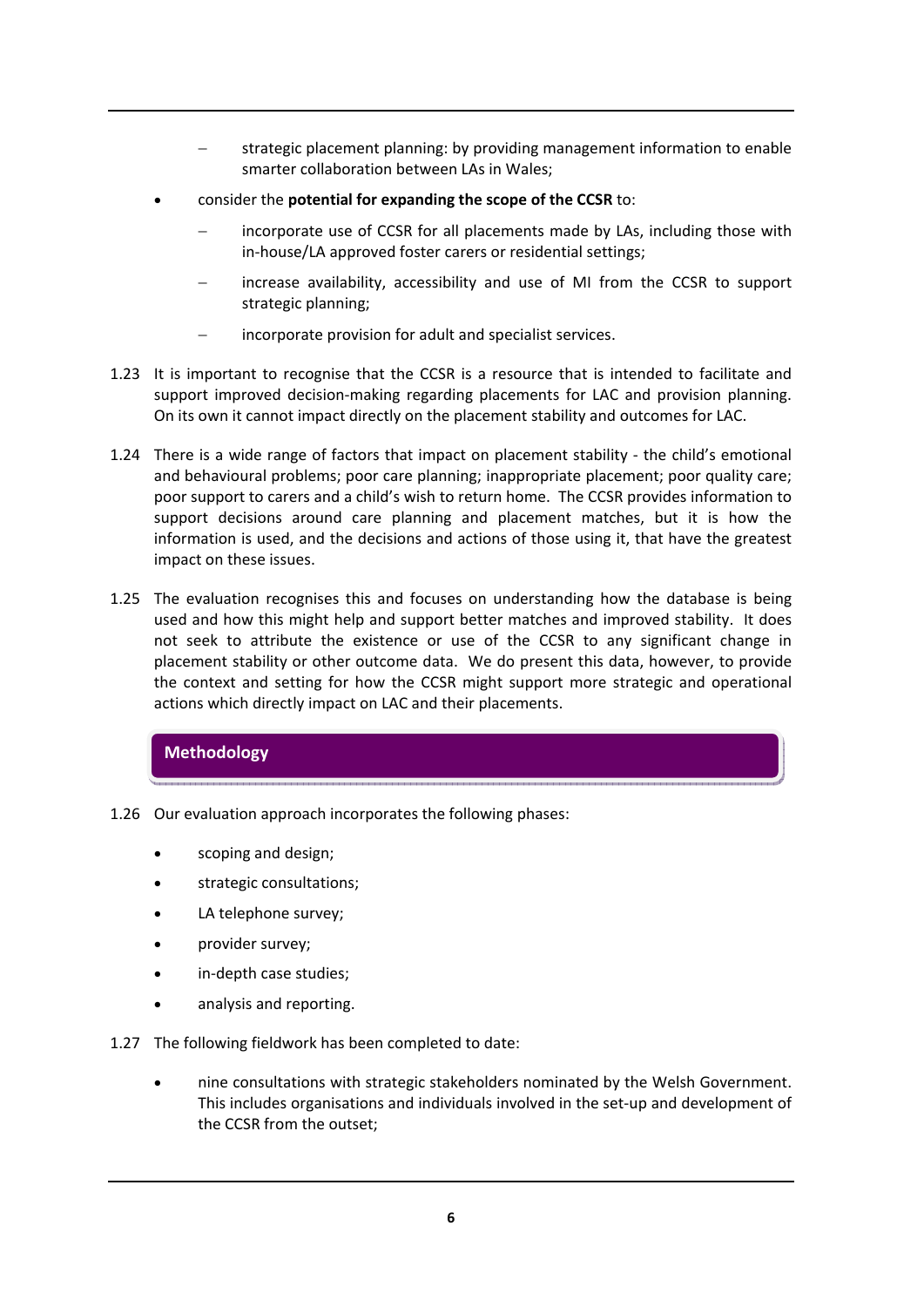- strategic placement planning: by providing management information to enable smarter collaboration between LAs in Wales;

- consider the **potential for expanding the scope of the CCSR** to:
  - incorporate use of CCSR for all placements made by LAs, including those with in-house/LA approved foster carers or residential settings;
  - increase availability, accessibility and use of MI from the CCSR to support strategic planning;
  - incorporate provision for adult and specialist services.

1.23 It is important to recognise that the CCSR is a resource that is intended to facilitate and support improved decision-making regarding placements for LAC and provision planning. On its own it cannot impact directly on the placement stability and outcomes for LAC.

1.24 There is a wide range of factors that impact on placement stability - the child's emotional and behavioural problems; poor care planning; inappropriate placement; poor quality care; poor support to carers and a child's wish to return home. The CCSR provides information to support decisions around care planning and placement matches, but it is how the information is used, and the decisions and actions of those using it, that have the greatest impact on these issues.

1.25 The evaluation recognises this and focuses on understanding how the database is being used and how this might help and support better matches and improved stability. It does not seek to attribute the existence or use of the CCSR to any significant change in placement stability or other outcome data. We do present this data, however, to provide the context and setting for how the CCSR might support more strategic and operational actions which directly impact on LAC and their placements.

## Methodology

1.26 Our evaluation approach incorporates the following phases:

- scoping and design;
- strategic consultations;
- LA telephone survey;
- provider survey;
- in-depth case studies;
- analysis and reporting.

1.27 The following fieldwork has been completed to date:

- nine consultations with strategic stakeholders nominated by the Welsh Government. This includes organisations and individuals involved in the set-up and development of the CCSR from the outset;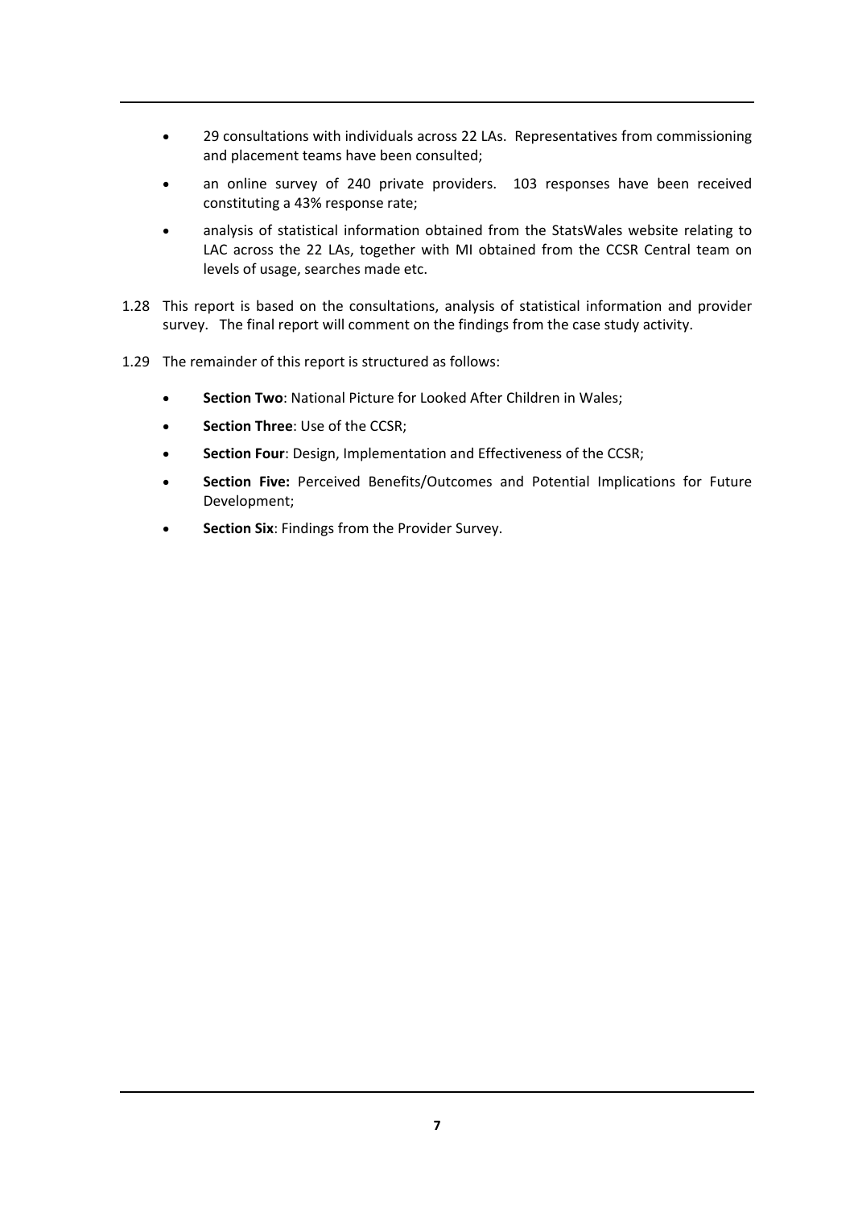- 29 consultations with individuals across 22 LAs. Representatives from commissioning and placement teams have been consulted;
- an online survey of 240 private providers. 103 responses have been received constituting a 43% response rate;
- analysis of statistical information obtained from the StatsWales website relating to LAC across the 22 LAs, together with MI obtained from the CCSR Central team on levels of usage, searches made etc.

1.28 This report is based on the consultations, analysis of statistical information and provider survey. The final report will comment on the findings from the case study activity.

1.29 The remainder of this report is structured as follows:

- **Section Two**: National Picture for Looked After Children in Wales;
- **Section Three**: Use of the CCSR;
- **Section Four**: Design, Implementation and Effectiveness of the CCSR;
- **Section Five:** Perceived Benefits/Outcomes and Potential Implications for Future Development;
- **Section Six**: Findings from the Provider Survey.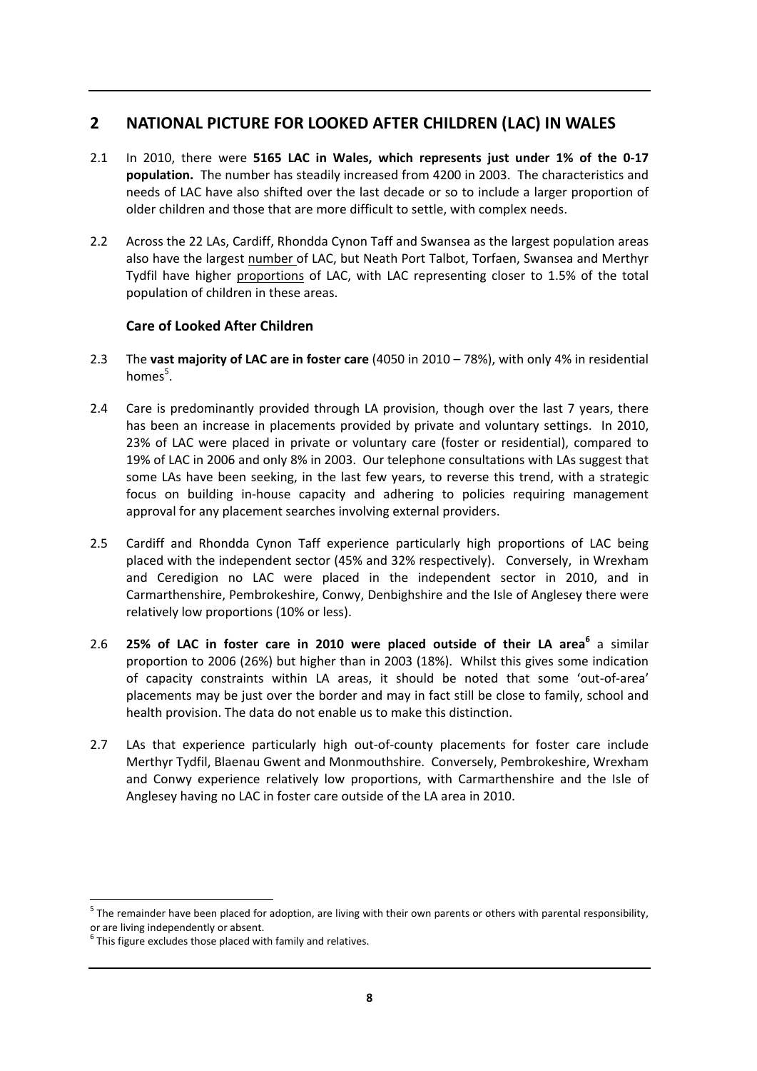## 2 NATIONAL PICTURE FOR LOOKED AFTER CHILDREN (LAC) IN WALES

2.1 In 2010, there were **5165 LAC in Wales, which represents just under 1% of the 0-17 population.** The number has steadily increased from 4200 in 2003. The characteristics and needs of LAC have also shifted over the last decade or so to include a larger proportion of older children and those that are more difficult to settle, with complex needs.

2.2 Across the 22 LAs, Cardiff, Rhondda Cynon Taff and Swansea as the largest population areas also have the largest <u>number</u> of LAC, but Neath Port Talbot, Torfaen, Swansea and Merthyr Tydfil have higher <u>proportions</u> of LAC, with LAC representing closer to 1.5% of the total population of children in these areas.

### Care of Looked After Children

2.3 The **vast majority of LAC are in foster care** (4050 in 2010 – 78%), with only 4% in residential homes[5].

2.4 Care is predominantly provided through LA provision, though over the last 7 years, there has been an increase in placements provided by private and voluntary settings. In 2010, 23% of LAC were placed in private or voluntary care (foster or residential), compared to 19% of LAC in 2006 and only 8% in 2003. Our telephone consultations with LAs suggest that some LAs have been seeking, in the last few years, to reverse this trend, with a strategic focus on building in-house capacity and adhering to policies requiring management approval for any placement searches involving external providers.

2.5 Cardiff and Rhondda Cynon Taff experience particularly high proportions of LAC being placed with the independent sector (45% and 32% respectively). Conversely, in Wrexham and Ceredigion no LAC were placed in the independent sector in 2010, and in Carmarthenshire, Pembrokeshire, Conwy, Denbighshire and the Isle of Anglesey there were relatively low proportions (10% or less).

2.6 **25% of LAC in foster care in 2010 were placed outside of their LA area[6]** a similar proportion to 2006 (26%) but higher than in 2003 (18%). Whilst this gives some indication of capacity constraints within LA areas, it should be noted that some 'out-of-area' placements may be just over the border and may in fact still be close to family, school and health provision. The data do not enable us to make this distinction.

2.7 LAs that experience particularly high out-of-county placements for foster care include Merthyr Tydfil, Blaenau Gwent and Monmouthshire. Conversely, Pembrokeshire, Wrexham and Conwy experience relatively low proportions, with Carmarthenshire and the Isle of Anglesey having no LAC in foster care outside of the LA area in 2010.

[5] The remainder have been placed for adoption, are living with their own parents or others with parental responsibility, or are living independently or absent.

[6] This figure excludes those placed with family and relatives.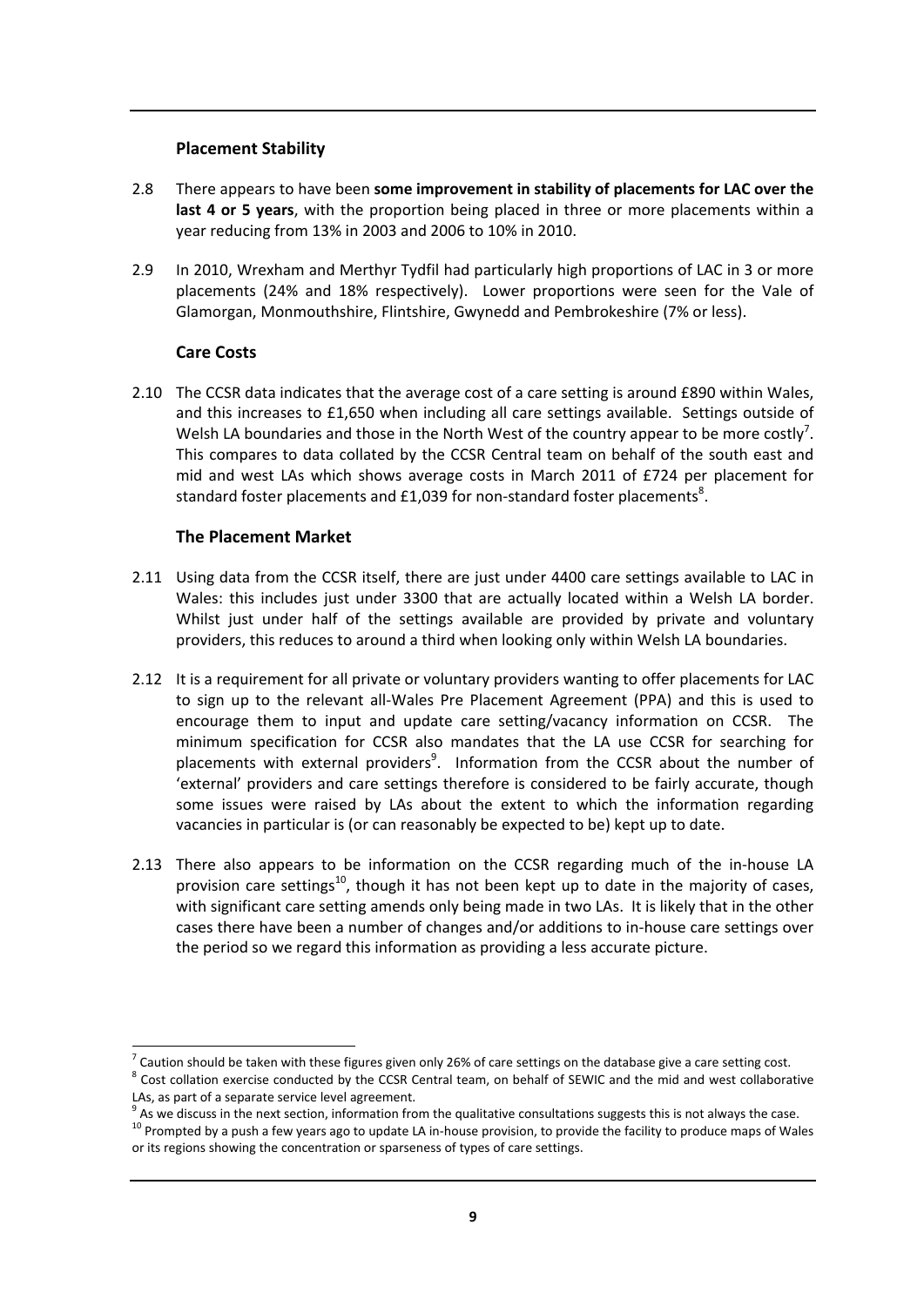### Placement Stability

2.8 There appears to have been **some improvement in stability of placements for LAC over the last 4 or 5 years**, with the proportion being placed in three or more placements within a year reducing from 13% in 2003 and 2006 to 10% in 2010.

2.9 In 2010, Wrexham and Merthyr Tydfil had particularly high proportions of LAC in 3 or more placements (24% and 18% respectively). Lower proportions were seen for the Vale of Glamorgan, Monmouthshire, Flintshire, Gwynedd and Pembrokeshire (7% or less).

### Care Costs

2.10 The CCSR data indicates that the average cost of a care setting is around £890 within Wales, and this increases to £1,650 when including all care settings available. Settings outside of Welsh LA boundaries and those in the North West of the country appear to be more costly[7]. This compares to data collated by the CCSR Central team on behalf of the south east and mid and west LAs which shows average costs in March 2011 of £724 per placement for standard foster placements and £1,039 for non-standard foster placements[8].

### The Placement Market

2.11 Using data from the CCSR itself, there are just under 4400 care settings available to LAC in Wales: this includes just under 3300 that are actually located within a Welsh LA border. Whilst just under half of the settings available are provided by private and voluntary providers, this reduces to around a third when looking only within Welsh LA boundaries.

2.12 It is a requirement for all private or voluntary providers wanting to offer placements for LAC to sign up to the relevant all-Wales Pre Placement Agreement (PPA) and this is used to encourage them to input and update care setting/vacancy information on CCSR. The minimum specification for CCSR also mandates that the LA use CCSR for searching for placements with external providers[9]. Information from the CCSR about the number of 'external' providers and care settings therefore is considered to be fairly accurate, though some issues were raised by LAs about the extent to which the information regarding vacancies in particular is (or can reasonably be expected to be) kept up to date.

2.13 There also appears to be information on the CCSR regarding much of the in-house LA provision care settings[10], though it has not been kept up to date in the majority of cases, with significant care setting amends only being made in two LAs. It is likely that in the other cases there have been a number of changes and/or additions to in-house care settings over the period so we regard this information as providing a less accurate picture.

---

[7] Caution should be taken with these figures given only 26% of care settings on the database give a care setting cost.

[8] Cost collation exercise conducted by the CCSR Central team, on behalf of SEWIC and the mid and west collaborative LAs, as part of a separate service level agreement.

[9] As we discuss in the next section, information from the qualitative consultations suggests this is not always the case.

[10] Prompted by a push a few years ago to update LA in-house provision, to provide the facility to produce maps of Wales or its regions showing the concentration or sparseness of types of care settings.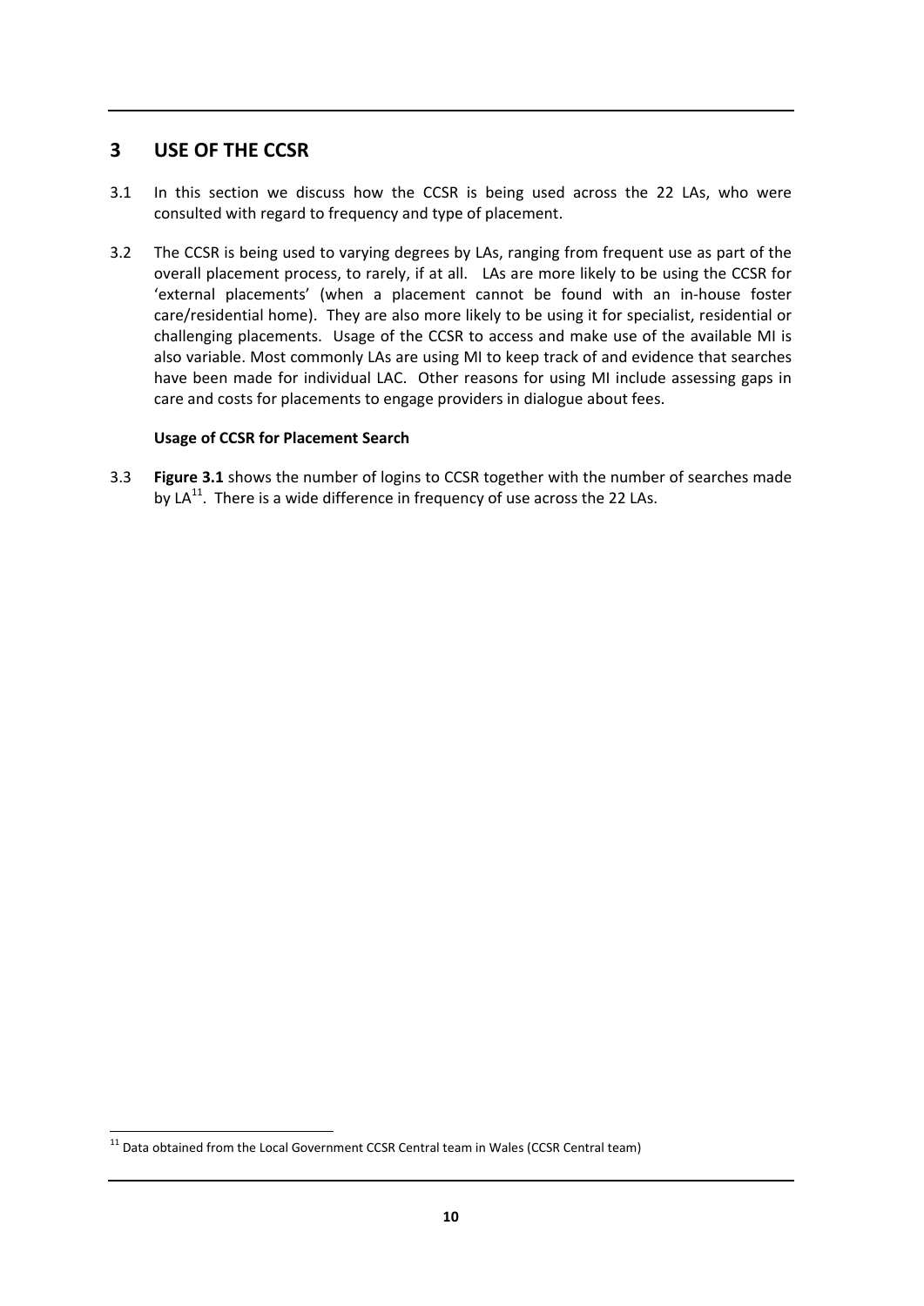## 3 USE OF THE CCSR

3.1 In this section we discuss how the CCSR is being used across the 22 LAs, who were consulted with regard to frequency and type of placement.

3.2 The CCSR is being used to varying degrees by LAs, ranging from frequent use as part of the overall placement process, to rarely, if at all. LAs are more likely to be using the CCSR for 'external placements' (when a placement cannot be found with an in-house foster care/residential home). They are also more likely to be using it for specialist, residential or challenging placements. Usage of the CCSR to access and make use of the available MI is also variable. Most commonly LAs are using MI to keep track of and evidence that searches have been made for individual LAC. Other reasons for using MI include assessing gaps in care and costs for placements to engage providers in dialogue about fees.

**Usage of CCSR for Placement Search**

3.3 **Figure 3.1** shows the number of logins to CCSR together with the number of searches made by LA[11]. There is a wide difference in frequency of use across the 22 LAs.

[11] Data obtained from the Local Government CCSR Central team in Wales (CCSR Central team)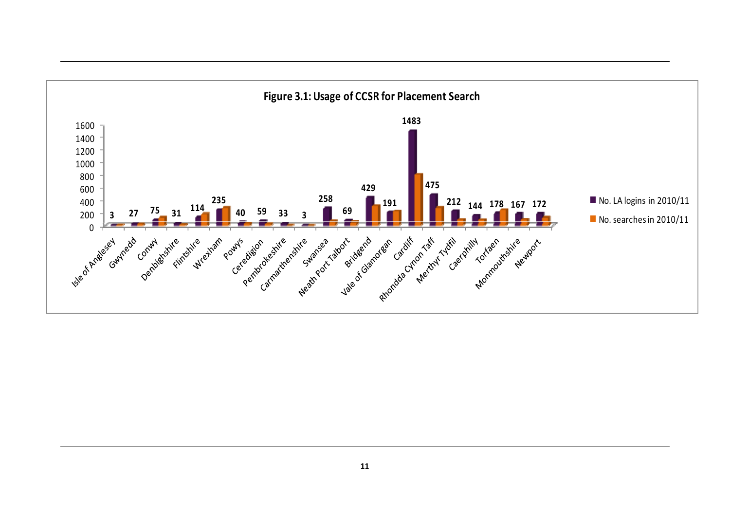**Figure 3.1: Usage of CCSR for Placement Search**

| Local Authority | No. LA logins in 2010/11 |
| --- | --- |
| Isle of Anglesey | 3 |
| Gwynedd | 27 |
| Conwy | 75 |
| Denbighshire | 31 |
| Flintshire | 114 |
| Wrexham | 235 |
| Powys | 40 |
| Ceredigion | 59 |
| Pembrokeshire | 33 |
| Carmarthenshire | 3 |
| Swansea | 258 |
| Neath Port Talbort | 69 |
| Bridgend | 429 |
| Vale of Glamorgan | 191 |
| Cardiff | 1483 |
| Rhondda Cynon Taff | 475 |
| Merthyr Tydfil | 212 |
| Caerphilly | 144 |
| Torfaen | 178 |
| Monmouthshire | 167 |
| Newport | 172 |

Legend: No. LA logins in 2010/11; No. searches in 2010/11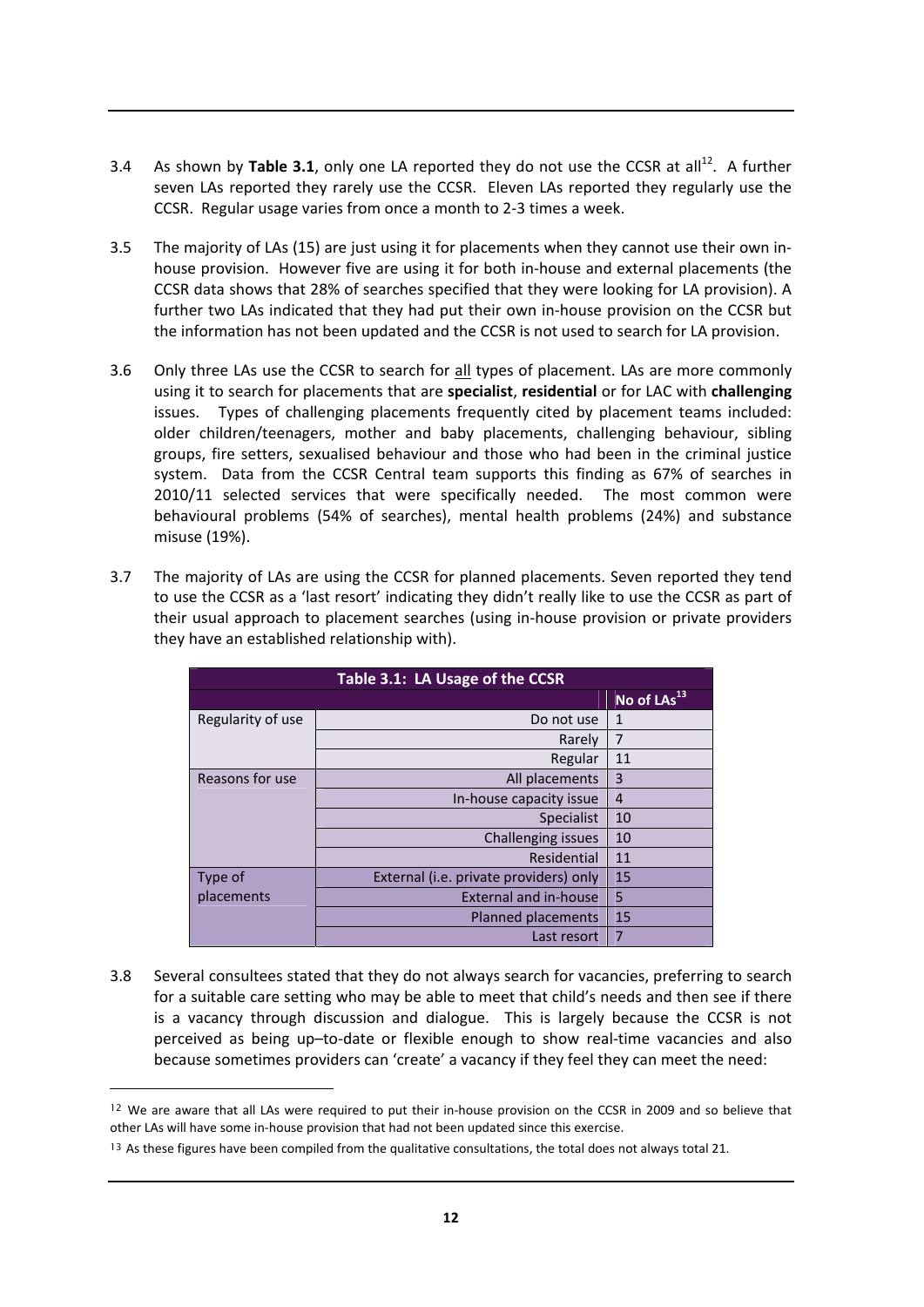3.4 As shown by **Table 3.1**, only one LA reported they do not use the CCSR at all[12]. A further seven LAs reported they rarely use the CCSR. Eleven LAs reported they regularly use the CCSR. Regular usage varies from once a month to 2-3 times a week.

3.5 The majority of LAs (15) are just using it for placements when they cannot use their own in-house provision. However five are using it for both in-house and external placements (the CCSR data shows that 28% of searches specified that they were looking for LA provision). A further two LAs indicated that they had put their own in-house provision on the CCSR but the information has not been updated and the CCSR is not used to search for LA provision.

3.6 Only three LAs use the CCSR to search for <u>all</u> types of placement. LAs are more commonly using it to search for placements that are **specialist**, **residential** or for LAC with **challenging** issues. Types of challenging placements frequently cited by placement teams included: older children/teenagers, mother and baby placements, challenging behaviour, sibling groups, fire setters, sexualised behaviour and those who had been in the criminal justice system. Data from the CCSR Central team supports this finding as 67% of searches in 2010/11 selected services that were specifically needed. The most common were behavioural problems (54% of searches), mental health problems (24%) and substance misuse (19%).

3.7 The majority of LAs are using the CCSR for planned placements. Seven reported they tend to use the CCSR as a 'last resort' indicating they didn't really like to use the CCSR as part of their usual approach to placement searches (using in-house provision or private providers they have an established relationship with).

**Table 3.1: LA Usage of the CCSR**

| | | No of LAs[13] |
|---|---|---|
| Regularity of use | Do not use | 1 |
| | Rarely | 7 |
| | Regular | 11 |
| Reasons for use | All placements | 3 |
| | In-house capacity issue | 4 |
| | Specialist | 10 |
| | Challenging issues | 10 |
| | Residential | 11 |
| Type of placements | External (i.e. private providers) only | 15 |
| | External and in-house | 5 |
| | Planned placements | 15 |
| | Last resort | 7 |

3.8 Several consultees stated that they do not always search for vacancies, preferring to search for a suitable care setting who may be able to meet that child's needs and then see if there is a vacancy through discussion and dialogue. This is largely because the CCSR is not perceived as being up–to-date or flexible enough to show real-time vacancies and also because sometimes providers can 'create' a vacancy if they feel they can meet the need:

---

[12] We are aware that all LAs were required to put their in-house provision on the CCSR in 2009 and so believe that other LAs will have some in-house provision that had not been updated since this exercise.

[13] As these figures have been compiled from the qualitative consultations, the total does not always total 21.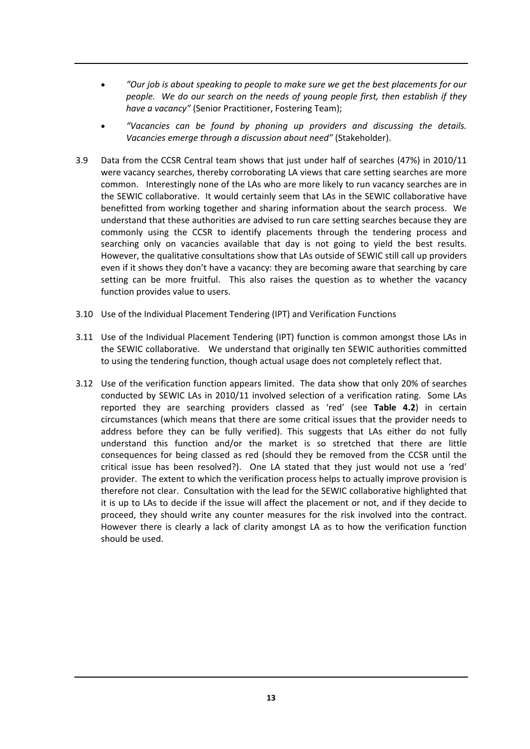- *"Our job is about speaking to people to make sure we get the best placements for our people. We do our search on the needs of young people first, then establish if they have a vacancy"* (Senior Practitioner, Fostering Team);
- *"Vacancies can be found by phoning up providers and discussing the details. Vacancies emerge through a discussion about need"* (Stakeholder).

3.9 Data from the CCSR Central team shows that just under half of searches (47%) in 2010/11 were vacancy searches, thereby corroborating LA views that care setting searches are more common. Interestingly none of the LAs who are more likely to run vacancy searches are in the SEWIC collaborative. It would certainly seem that LAs in the SEWIC collaborative have benefitted from working together and sharing information about the search process. We understand that these authorities are advised to run care setting searches because they are commonly using the CCSR to identify placements through the tendering process and searching only on vacancies available that day is not going to yield the best results. However, the qualitative consultations show that LAs outside of SEWIC still call up providers even if it shows they don't have a vacancy: they are becoming aware that searching by care setting can be more fruitful. This also raises the question as to whether the vacancy function provides value to users.

3.10 Use of the Individual Placement Tendering (IPT) and Verification Functions

3.11 Use of the Individual Placement Tendering (IPT) function is common amongst those LAs in the SEWIC collaborative. We understand that originally ten SEWIC authorities committed to using the tendering function, though actual usage does not completely reflect that.

3.12 Use of the verification function appears limited. The data show that only 20% of searches conducted by SEWIC LAs in 2010/11 involved selection of a verification rating. Some LAs reported they are searching providers classed as 'red' (see **Table 4.2**) in certain circumstances (which means that there are some critical issues that the provider needs to address before they can be fully verified). This suggests that LAs either do not fully understand this function and/or the market is so stretched that there are little consequences for being classed as red (should they be removed from the CCSR until the critical issue has been resolved?). One LA stated that they just would not use a 'red' provider. The extent to which the verification process helps to actually improve provision is therefore not clear. Consultation with the lead for the SEWIC collaborative highlighted that it is up to LAs to decide if the issue will affect the placement or not, and if they decide to proceed, they should write any counter measures for the risk involved into the contract. However there is clearly a lack of clarity amongst LA as to how the verification function should be used.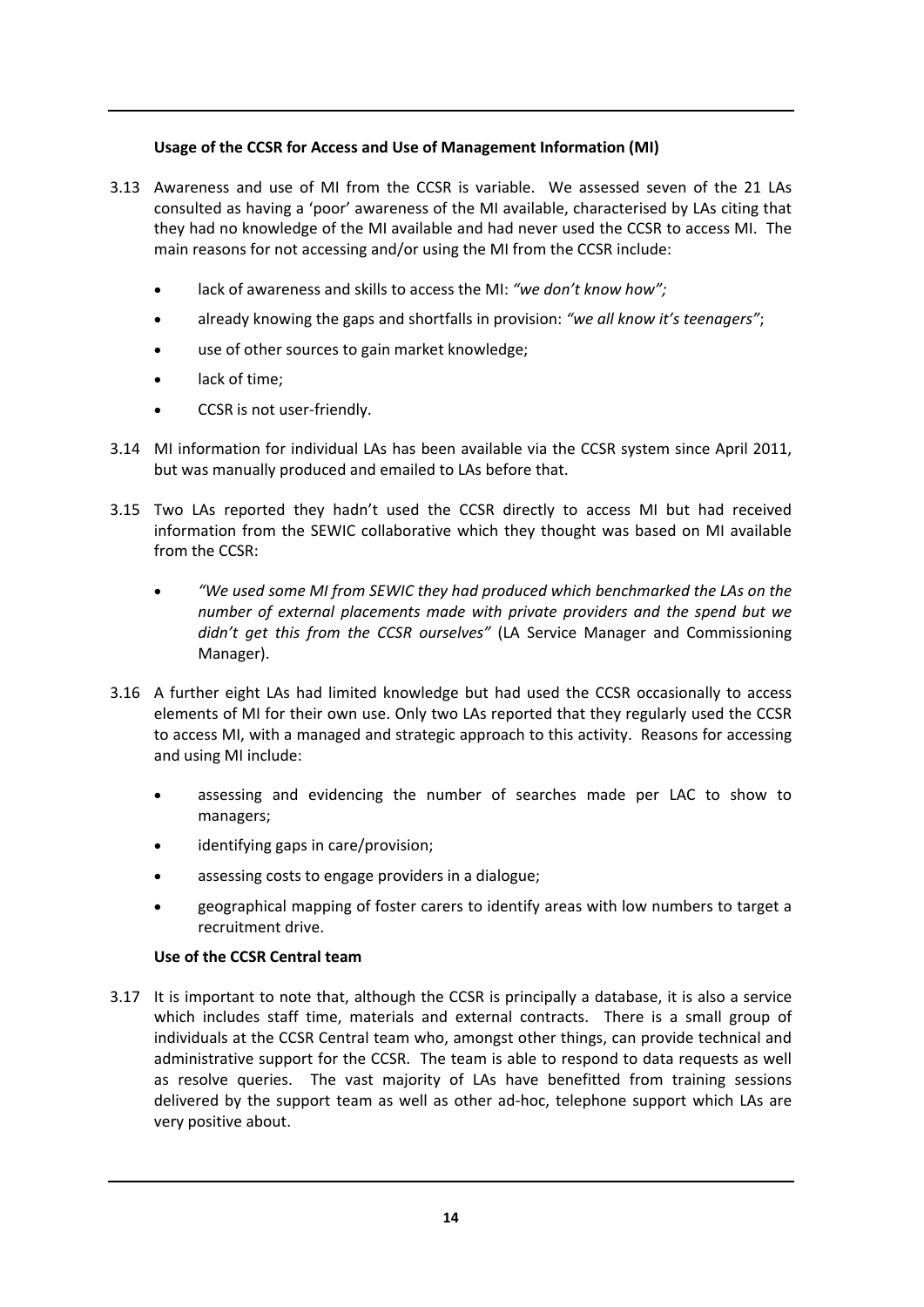### Usage of the CCSR for Access and Use of Management Information (MI)

3.13 Awareness and use of MI from the CCSR is variable. We assessed seven of the 21 LAs consulted as having a 'poor' awareness of the MI available, characterised by LAs citing that they had no knowledge of the MI available and had never used the CCSR to access MI. The main reasons for not accessing and/or using the MI from the CCSR include:

- lack of awareness and skills to access the MI: *"we don't know how";*
- already knowing the gaps and shortfalls in provision: *"we all know it's teenagers"*;
- use of other sources to gain market knowledge;
- lack of time;
- CCSR is not user-friendly.

3.14 MI information for individual LAs has been available via the CCSR system since April 2011, but was manually produced and emailed to LAs before that.

3.15 Two LAs reported they hadn't used the CCSR directly to access MI but had received information from the SEWIC collaborative which they thought was based on MI available from the CCSR:

- *"We used some MI from SEWIC they had produced which benchmarked the LAs on the number of external placements made with private providers and the spend but we didn't get this from the CCSR ourselves"* (LA Service Manager and Commissioning Manager).

3.16 A further eight LAs had limited knowledge but had used the CCSR occasionally to access elements of MI for their own use. Only two LAs reported that they regularly used the CCSR to access MI, with a managed and strategic approach to this activity. Reasons for accessing and using MI include:

- assessing and evidencing the number of searches made per LAC to show to managers;
- identifying gaps in care/provision;
- assessing costs to engage providers in a dialogue;
- geographical mapping of foster carers to identify areas with low numbers to target a recruitment drive.

### Use of the CCSR Central team

3.17 It is important to note that, although the CCSR is principally a database, it is also a service which includes staff time, materials and external contracts. There is a small group of individuals at the CCSR Central team who, amongst other things, can provide technical and administrative support for the CCSR. The team is able to respond to data requests as well as resolve queries. The vast majority of LAs have benefitted from training sessions delivered by the support team as well as other ad-hoc, telephone support which LAs are very positive about.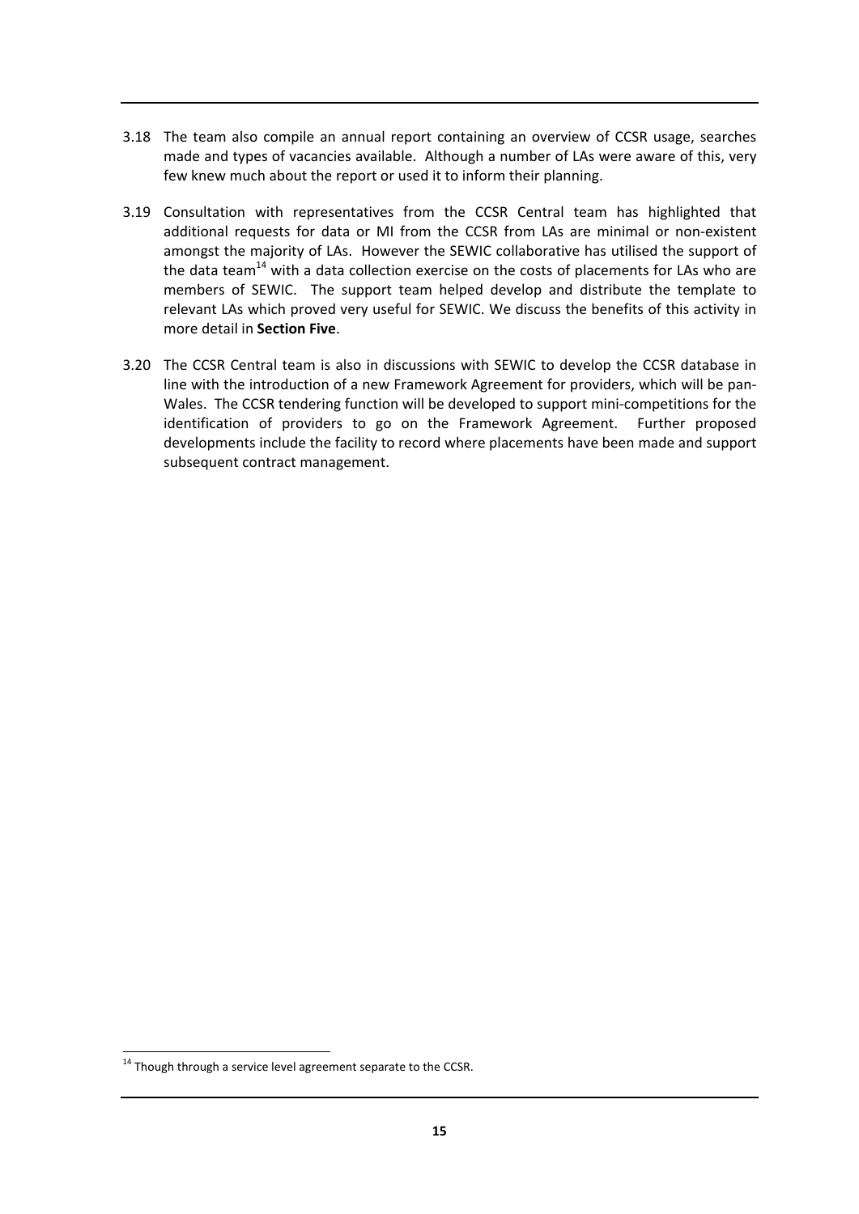3.18 The team also compile an annual report containing an overview of CCSR usage, searches made and types of vacancies available. Although a number of LAs were aware of this, very few knew much about the report or used it to inform their planning.

3.19 Consultation with representatives from the CCSR Central team has highlighted that additional requests for data or MI from the CCSR from LAs are minimal or non-existent amongst the majority of LAs. However the SEWIC collaborative has utilised the support of the data team[14] with a data collection exercise on the costs of placements for LAs who are members of SEWIC. The support team helped develop and distribute the template to relevant LAs which proved very useful for SEWIC. We discuss the benefits of this activity in more detail in **Section Five**.

3.20 The CCSR Central team is also in discussions with SEWIC to develop the CCSR database in line with the introduction of a new Framework Agreement for providers, which will be pan-Wales. The CCSR tendering function will be developed to support mini-competitions for the identification of providers to go on the Framework Agreement. Further proposed developments include the facility to record where placements have been made and support subsequent contract management.

[14] Though through a service level agreement separate to the CCSR.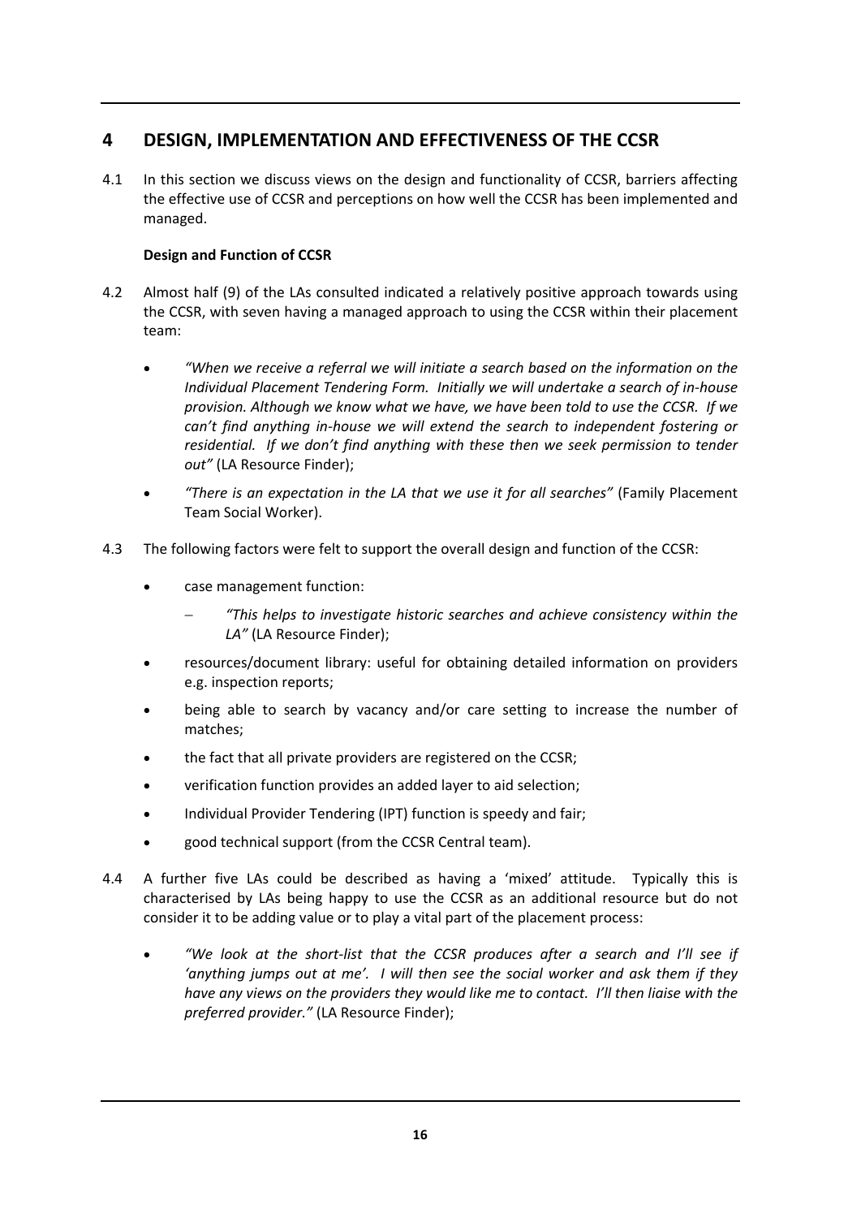# 4 DESIGN, IMPLEMENTATION AND EFFECTIVENESS OF THE CCSR

4.1 In this section we discuss views on the design and functionality of CCSR, barriers affecting the effective use of CCSR and perceptions on how well the CCSR has been implemented and managed.

**Design and Function of CCSR**

4.2 Almost half (9) of the LAs consulted indicated a relatively positive approach towards using the CCSR, with seven having a managed approach to using the CCSR within their placement team:

- *"When we receive a referral we will initiate a search based on the information on the Individual Placement Tendering Form. Initially we will undertake a search of in-house provision. Although we know what we have, we have been told to use the CCSR. If we can't find anything in-house we will extend the search to independent fostering or residential. If we don't find anything with these then we seek permission to tender out"* (LA Resource Finder);
- *"There is an expectation in the LA that we use it for all searches"* (Family Placement Team Social Worker).

4.3 The following factors were felt to support the overall design and function of the CCSR:

- case management function:
  - *"This helps to investigate historic searches and achieve consistency within the LA"* (LA Resource Finder);
- resources/document library: useful for obtaining detailed information on providers e.g. inspection reports;
- being able to search by vacancy and/or care setting to increase the number of matches;
- the fact that all private providers are registered on the CCSR;
- verification function provides an added layer to aid selection;
- Individual Provider Tendering (IPT) function is speedy and fair;
- good technical support (from the CCSR Central team).

4.4 A further five LAs could be described as having a 'mixed' attitude. Typically this is characterised by LAs being happy to use the CCSR as an additional resource but do not consider it to be adding value or to play a vital part of the placement process:

- *"We look at the short-list that the CCSR produces after a search and I'll see if 'anything jumps out at me'. I will then see the social worker and ask them if they have any views on the providers they would like me to contact. I'll then liaise with the preferred provider."* (LA Resource Finder);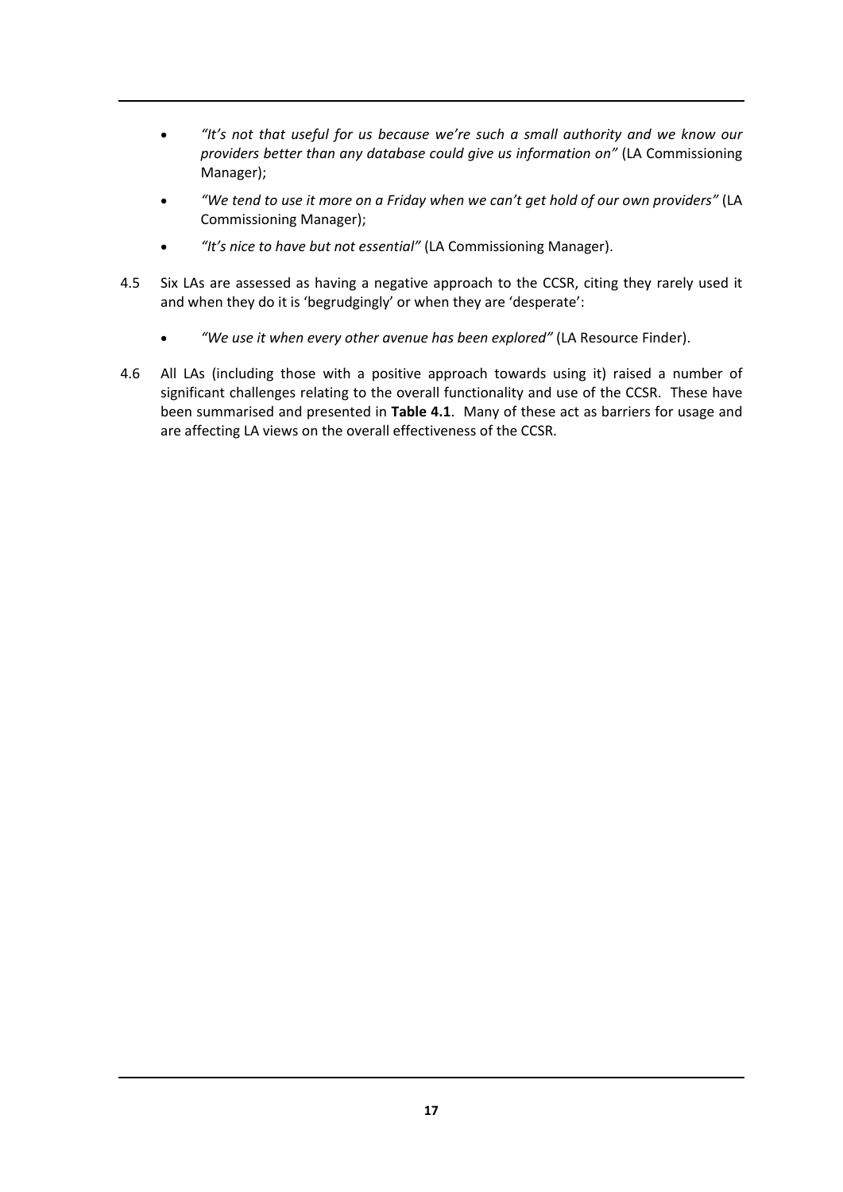- *"It's not that useful for us because we're such a small authority and we know our providers better than any database could give us information on"* (LA Commissioning Manager);
- *"We tend to use it more on a Friday when we can't get hold of our own providers"* (LA Commissioning Manager);
- *"It's nice to have but not essential"* (LA Commissioning Manager).

4.5 Six LAs are assessed as having a negative approach to the CCSR, citing they rarely used it and when they do it is 'begrudgingly' or when they are 'desperate':

- *"We use it when every other avenue has been explored"* (LA Resource Finder).

4.6 All LAs (including those with a positive approach towards using it) raised a number of significant challenges relating to the overall functionality and use of the CCSR. These have been summarised and presented in **Table 4.1**. Many of these act as barriers for usage and are affecting LA views on the overall effectiveness of the CCSR.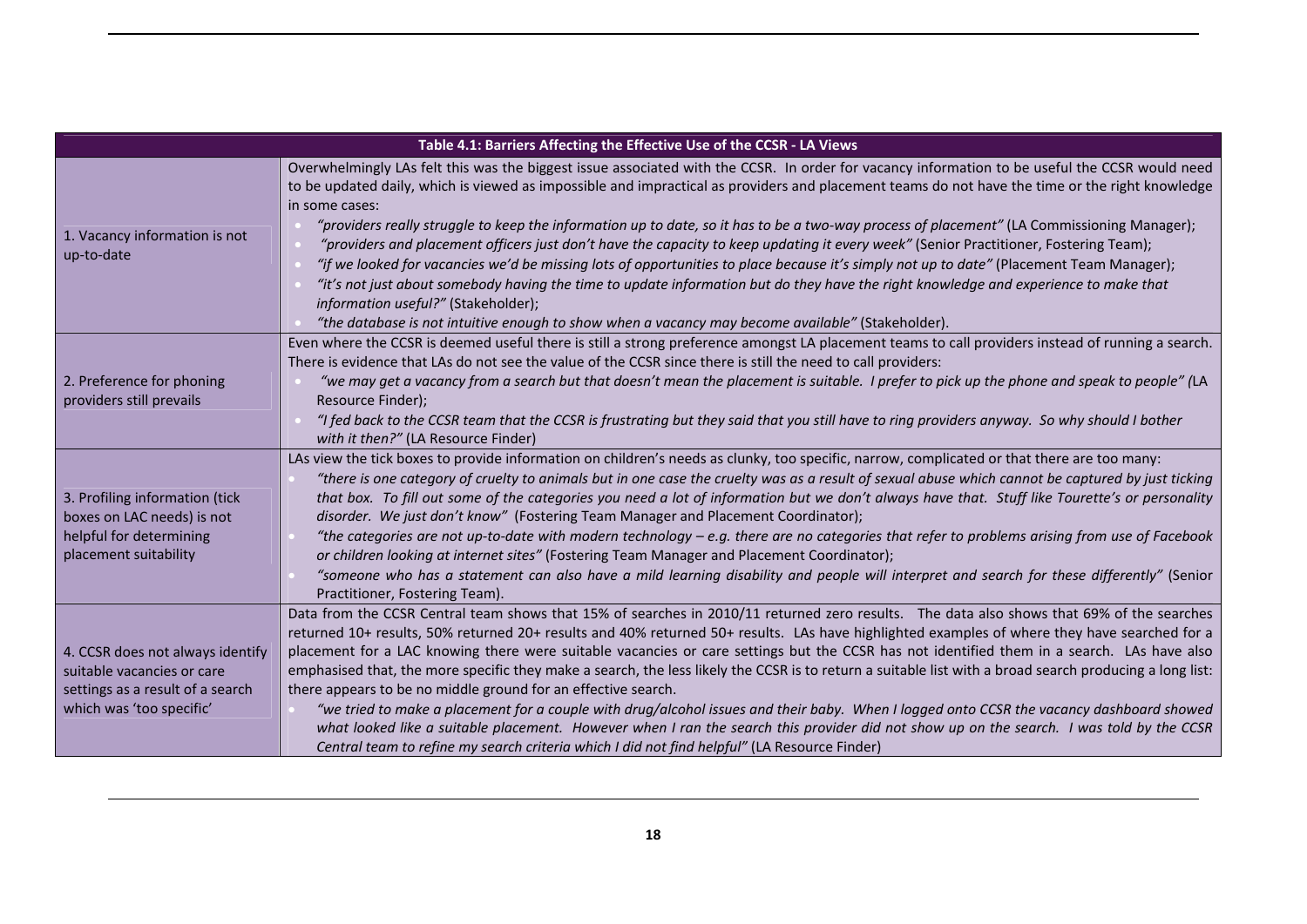| Table 4.1: Barriers Affecting the Effective Use of the CCSR - LA Views | |
|---|---|
| 1. Vacancy information is not up-to-date | Overwhelmingly LAs felt this was the biggest issue associated with the CCSR. In order for vacancy information to be useful the CCSR would need to be updated daily, which is viewed as impossible and impractical as providers and placement teams do not have the time or the right knowledge in some cases:<br>• *"providers really struggle to keep the information up to date, so it has to be a two-way process of placement"* (LA Commissioning Manager);<br>• *"providers and placement officers just don't have the capacity to keep updating it every week"* (Senior Practitioner, Fostering Team);<br>• *"if we looked for vacancies we'd be missing lots of opportunities to place because it's simply not up to date"* (Placement Team Manager);<br>• *"it's not just about somebody having the time to update information but do they have the right knowledge and experience to make that information useful?"* (Stakeholder);<br>• *"the database is not intuitive enough to show when a vacancy may become available"* (Stakeholder). |
| 2. Preference for phoning providers still prevails | Even where the CCSR is deemed useful there is still a strong preference amongst LA placement teams to call providers instead of running a search. There is evidence that LAs do not see the value of the CCSR since there is still the need to call providers:<br>• *"we may get a vacancy from a search but that doesn't mean the placement is suitable. I prefer to pick up the phone and speak to people" (*LA Resource Finder);<br>• *"I fed back to the CCSR team that the CCSR is frustrating but they said that you still have to ring providers anyway. So why should I bother with it then?"* (LA Resource Finder) |
| 3. Profiling information (tick boxes on LAC needs) is not helpful for determining placement suitability | LAs view the tick boxes to provide information on children's needs as clunky, too specific, narrow, complicated or that there are too many:<br>• *"there is one category of cruelty to animals but in one case the cruelty was as a result of sexual abuse which cannot be captured by just ticking that box. To fill out some of the categories you need a lot of information but we don't always have that. Stuff like Tourette's or personality disorder. We just don't know"* (Fostering Team Manager and Placement Coordinator);<br>• *"the categories are not up-to-date with modern technology – e.g. there are no categories that refer to problems arising from use of Facebook or children looking at internet sites"* (Fostering Team Manager and Placement Coordinator);<br>• *"someone who has a statement can also have a mild learning disability and people will interpret and search for these differently"* (Senior Practitioner, Fostering Team). |
| 4. CCSR does not always identify suitable vacancies or care settings as a result of a search which was 'too specific' | Data from the CCSR Central team shows that 15% of searches in 2010/11 returned zero results. The data also shows that 69% of the searches returned 10+ results, 50% returned 20+ results and 40% returned 50+ results. LAs have highlighted examples of where they have searched for a placement for a LAC knowing there were suitable vacancies or care settings but the CCSR has not identified them in a search. LAs have also emphasised that, the more specific they make a search, the less likely the CCSR is to return a suitable list with a broad search producing a long list: there appears to be no middle ground for an effective search.<br>• *"we tried to make a placement for a couple with drug/alcohol issues and their baby. When I logged onto CCSR the vacancy dashboard showed what looked like a suitable placement. However when I ran the search this provider did not show up on the search. I was told by the CCSR Central team to refine my search criteria which I did not find helpful"* (LA Resource Finder) |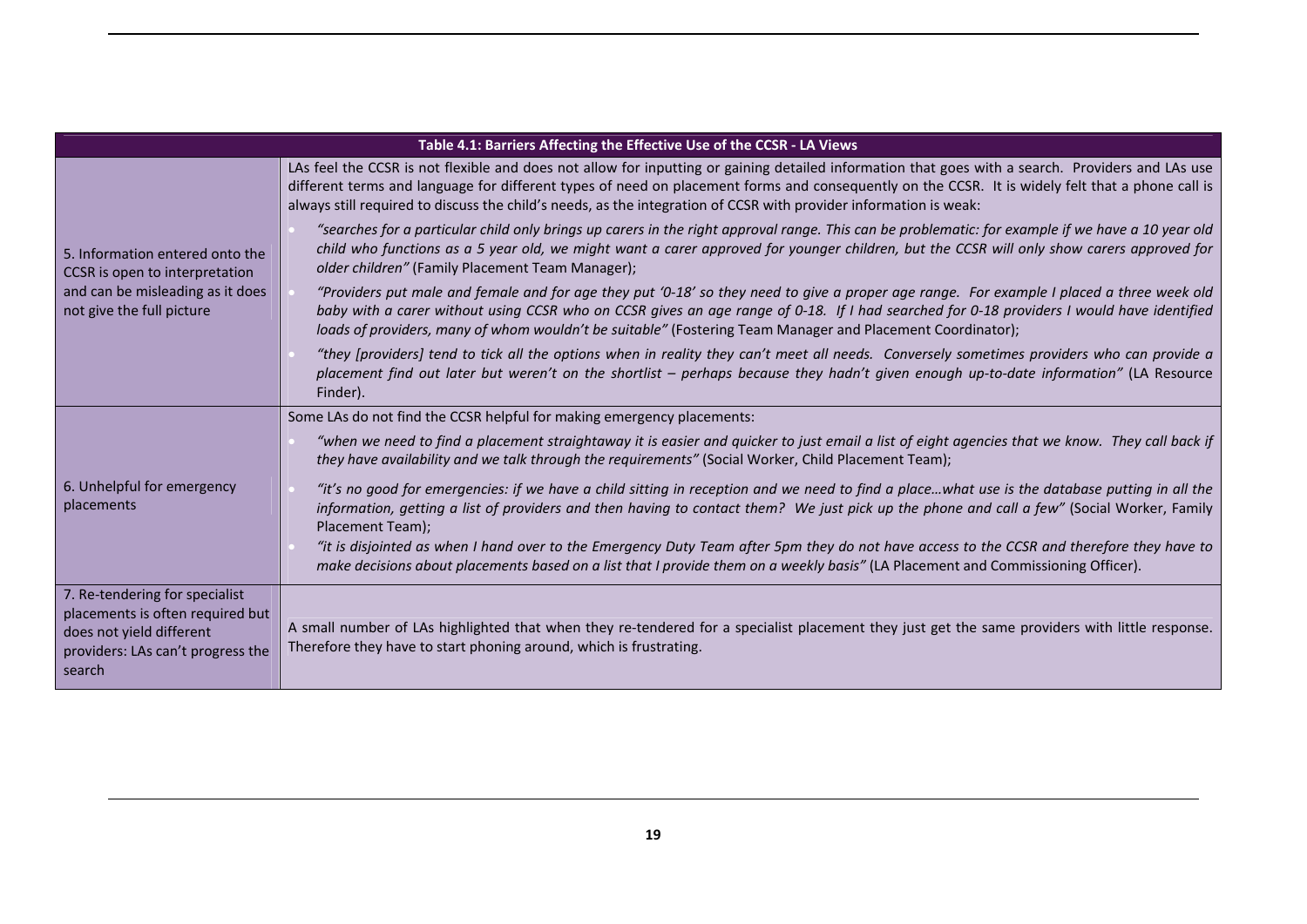| Table 4.1: Barriers Affecting the Effective Use of the CCSR - LA Views | |
|---|---|
| 5. Information entered onto the CCSR is open to interpretation and can be misleading as it does not give the full picture | LAs feel the CCSR is not flexible and does not allow for inputting or gaining detailed information that goes with a search. Providers and LAs use different terms and language for different types of need on placement forms and consequently on the CCSR. It is widely felt that a phone call is always still required to discuss the child's needs, as the integration of CCSR with provider information is weak:<br>• *"searches for a particular child only brings up carers in the right approval range. This can be problematic: for example if we have a 10 year old child who functions as a 5 year old, we might want a carer approved for younger children, but the CCSR will only show carers approved for older children"* (Family Placement Team Manager);<br>• *"Providers put male and female and for age they put '0-18' so they need to give a proper age range. For example I placed a three week old baby with a carer without using CCSR who on CCSR gives an age range of 0-18. If I had searched for 0-18 providers I would have identified loads of providers, many of whom wouldn't be suitable"* (Fostering Team Manager and Placement Coordinator);<br>• *"they [providers] tend to tick all the options when in reality they can't meet all needs. Conversely sometimes providers who can provide a placement find out later but weren't on the shortlist – perhaps because they hadn't given enough up-to-date information"* (LA Resource Finder). |
| 6. Unhelpful for emergency placements | Some LAs do not find the CCSR helpful for making emergency placements:<br>• *"when we need to find a placement straightaway it is easier and quicker to just email a list of eight agencies that we know. They call back if they have availability and we talk through the requirements"* (Social Worker, Child Placement Team);<br>• *"it's no good for emergencies: if we have a child sitting in reception and we need to find a place…what use is the database putting in all the information, getting a list of providers and then having to contact them? We just pick up the phone and call a few"* (Social Worker, Family Placement Team);<br>• *"it is disjointed as when I hand over to the Emergency Duty Team after 5pm they do not have access to the CCSR and therefore they have to make decisions about placements based on a list that I provide them on a weekly basis"* (LA Placement and Commissioning Officer). |
| 7. Re-tendering for specialist placements is often required but does not yield different providers: LAs can't progress the search | A small number of LAs highlighted that when they re-tendered for a specialist placement they just get the same providers with little response. Therefore they have to start phoning around, which is frustrating. |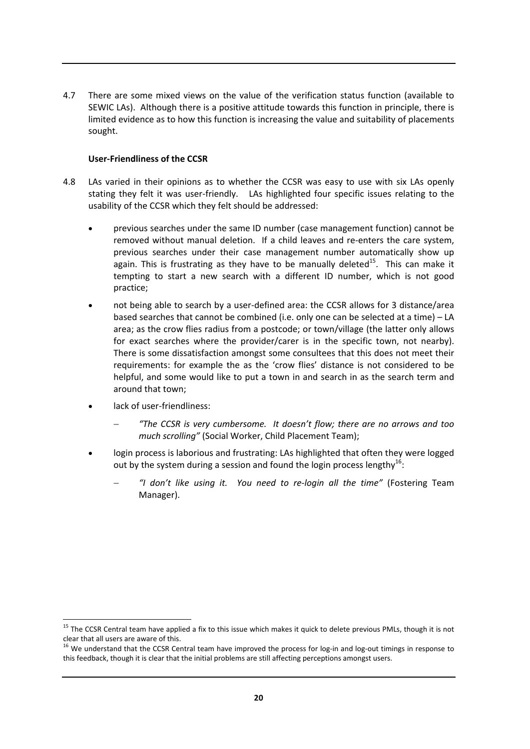4.7 There are some mixed views on the value of the verification status function (available to SEWIC LAs). Although there is a positive attitude towards this function in principle, there is limited evidence as to how this function is increasing the value and suitability of placements sought.

**User-Friendliness of the CCSR**

4.8 LAs varied in their opinions as to whether the CCSR was easy to use with six LAs openly stating they felt it was user-friendly. LAs highlighted four specific issues relating to the usability of the CCSR which they felt should be addressed:

- previous searches under the same ID number (case management function) cannot be removed without manual deletion. If a child leaves and re-enters the care system, previous searches under their case management number automatically show up again. This is frustrating as they have to be manually deleted[15]. This can make it tempting to start a new search with a different ID number, which is not good practice;
- not being able to search by a user-defined area: the CCSR allows for 3 distance/area based searches that cannot be combined (i.e. only one can be selected at a time) – LA area; as the crow flies radius from a postcode; or town/village (the latter only allows for exact searches where the provider/carer is in the specific town, not nearby). There is some dissatisfaction amongst some consultees that this does not meet their requirements: for example the as the 'crow flies' distance is not considered to be helpful, and some would like to put a town in and search in as the search term and around that town;
- lack of user-friendliness:
  - *"The CCSR is very cumbersome. It doesn't flow; there are no arrows and too much scrolling"* (Social Worker, Child Placement Team);
- login process is laborious and frustrating: LAs highlighted that often they were logged out by the system during a session and found the login process lengthy[16]:
  - *"I don't like using it. You need to re-login all the time"* (Fostering Team Manager).

[15] The CCSR Central team have applied a fix to this issue which makes it quick to delete previous PMLs, though it is not clear that all users are aware of this.

[16] We understand that the CCSR Central team have improved the process for log-in and log-out timings in response to this feedback, though it is clear that the initial problems are still affecting perceptions amongst users.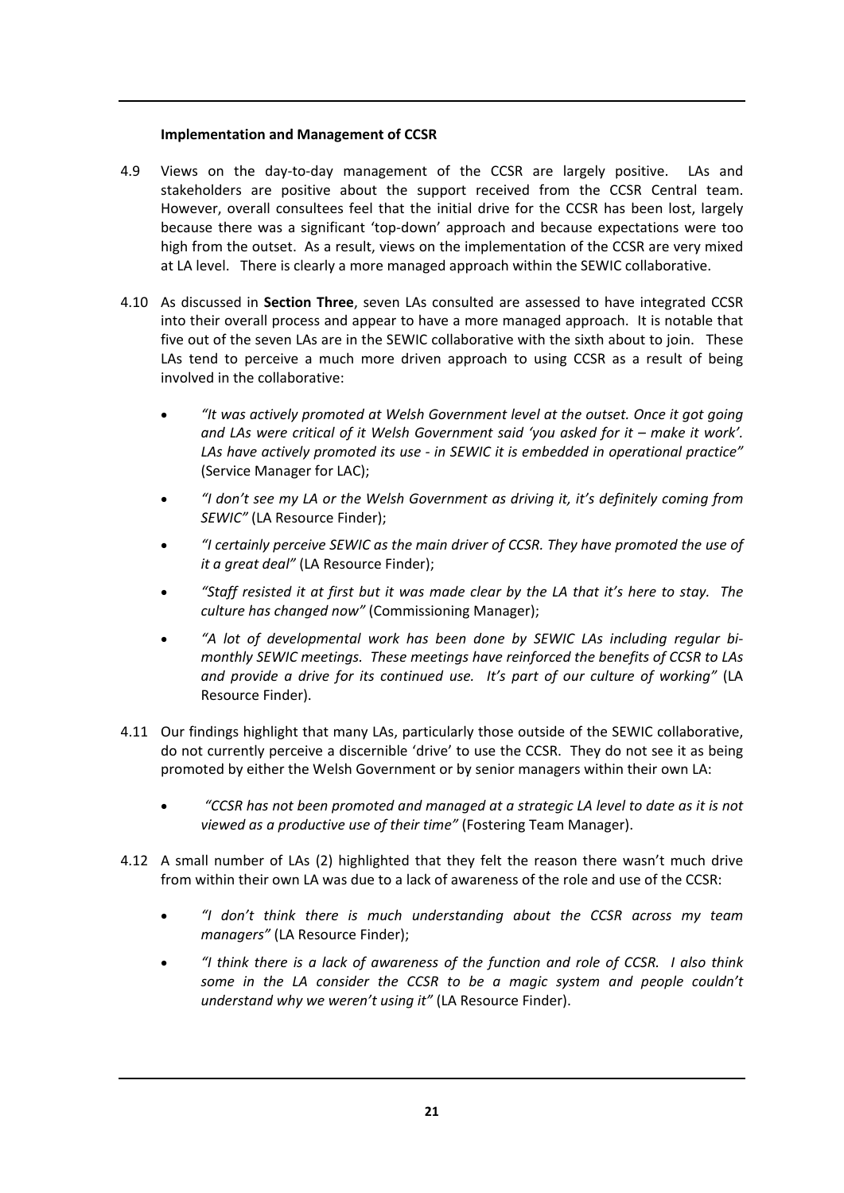**Implementation and Management of CCSR**

4.9 Views on the day-to-day management of the CCSR are largely positive. LAs and stakeholders are positive about the support received from the CCSR Central team. However, overall consultees feel that the initial drive for the CCSR has been lost, largely because there was a significant 'top-down' approach and because expectations were too high from the outset. As a result, views on the implementation of the CCSR are very mixed at LA level. There is clearly a more managed approach within the SEWIC collaborative.

4.10 As discussed in **Section Three**, seven LAs consulted are assessed to have integrated CCSR into their overall process and appear to have a more managed approach. It is notable that five out of the seven LAs are in the SEWIC collaborative with the sixth about to join. These LAs tend to perceive a much more driven approach to using CCSR as a result of being involved in the collaborative:

- *"It was actively promoted at Welsh Government level at the outset. Once it got going and LAs were critical of it Welsh Government said 'you asked for it – make it work'. LAs have actively promoted its use - in SEWIC it is embedded in operational practice"* (Service Manager for LAC);
- *"I don't see my LA or the Welsh Government as driving it, it's definitely coming from SEWIC"* (LA Resource Finder);
- *"I certainly perceive SEWIC as the main driver of CCSR. They have promoted the use of it a great deal"* (LA Resource Finder);
- *"Staff resisted it at first but it was made clear by the LA that it's here to stay. The culture has changed now"* (Commissioning Manager);
- *"A lot of developmental work has been done by SEWIC LAs including regular bi-monthly SEWIC meetings. These meetings have reinforced the benefits of CCSR to LAs and provide a drive for its continued use. It's part of our culture of working"* (LA Resource Finder).

4.11 Our findings highlight that many LAs, particularly those outside of the SEWIC collaborative, do not currently perceive a discernible 'drive' to use the CCSR. They do not see it as being promoted by either the Welsh Government or by senior managers within their own LA:

- *"CCSR has not been promoted and managed at a strategic LA level to date as it is not viewed as a productive use of their time"* (Fostering Team Manager).

4.12 A small number of LAs (2) highlighted that they felt the reason there wasn't much drive from within their own LA was due to a lack of awareness of the role and use of the CCSR:

- *"I don't think there is much understanding about the CCSR across my team managers"* (LA Resource Finder);
- *"I think there is a lack of awareness of the function and role of CCSR. I also think some in the LA consider the CCSR to be a magic system and people couldn't understand why we weren't using it"* (LA Resource Finder).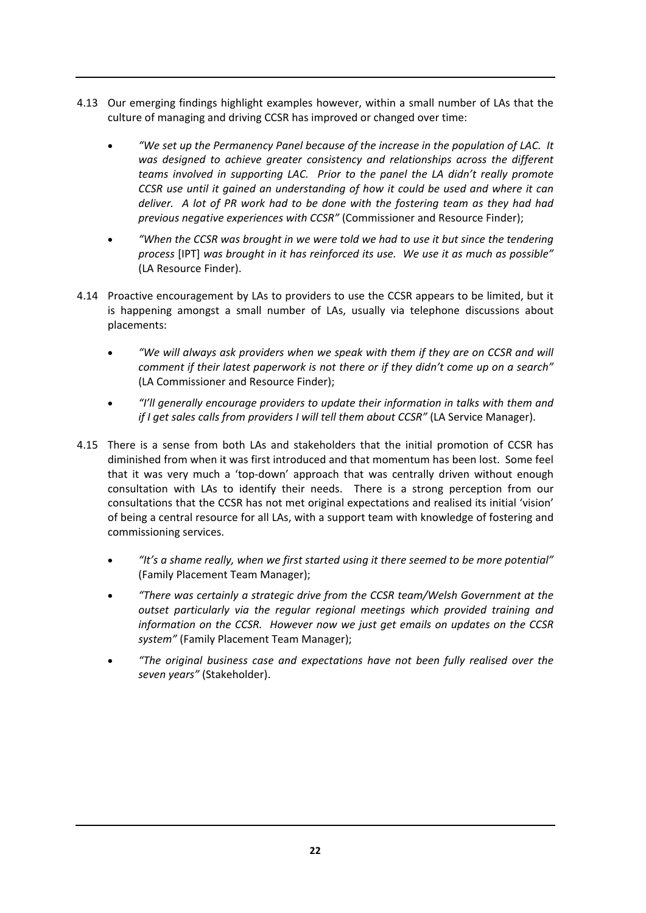4.13 Our emerging findings highlight examples however, within a small number of LAs that the culture of managing and driving CCSR has improved or changed over time:

- *"We set up the Permanency Panel because of the increase in the population of LAC. It was designed to achieve greater consistency and relationships across the different teams involved in supporting LAC. Prior to the panel the LA didn't really promote CCSR use until it gained an understanding of how it could be used and where it can deliver. A lot of PR work had to be done with the fostering team as they had had previous negative experiences with CCSR"* (Commissioner and Resource Finder);
- *"When the CCSR was brought in we were told we had to use it but since the tendering process* [IPT] *was brought in it has reinforced its use. We use it as much as possible"* (LA Resource Finder).

4.14 Proactive encouragement by LAs to providers to use the CCSR appears to be limited, but it is happening amongst a small number of LAs, usually via telephone discussions about placements:

- *"We will always ask providers when we speak with them if they are on CCSR and will comment if their latest paperwork is not there or if they didn't come up on a search"* (LA Commissioner and Resource Finder);
- *"I'll generally encourage providers to update their information in talks with them and if I get sales calls from providers I will tell them about CCSR"* (LA Service Manager).

4.15 There is a sense from both LAs and stakeholders that the initial promotion of CCSR has diminished from when it was first introduced and that momentum has been lost. Some feel that it was very much a 'top-down' approach that was centrally driven without enough consultation with LAs to identify their needs. There is a strong perception from our consultations that the CCSR has not met original expectations and realised its initial 'vision' of being a central resource for all LAs, with a support team with knowledge of fostering and commissioning services.

- *"It's a shame really, when we first started using it there seemed to be more potential"* (Family Placement Team Manager);
- *"There was certainly a strategic drive from the CCSR team/Welsh Government at the outset particularly via the regular regional meetings which provided training and information on the CCSR. However now we just get emails on updates on the CCSR system"* (Family Placement Team Manager);
- *"The original business case and expectations have not been fully realised over the seven years"* (Stakeholder).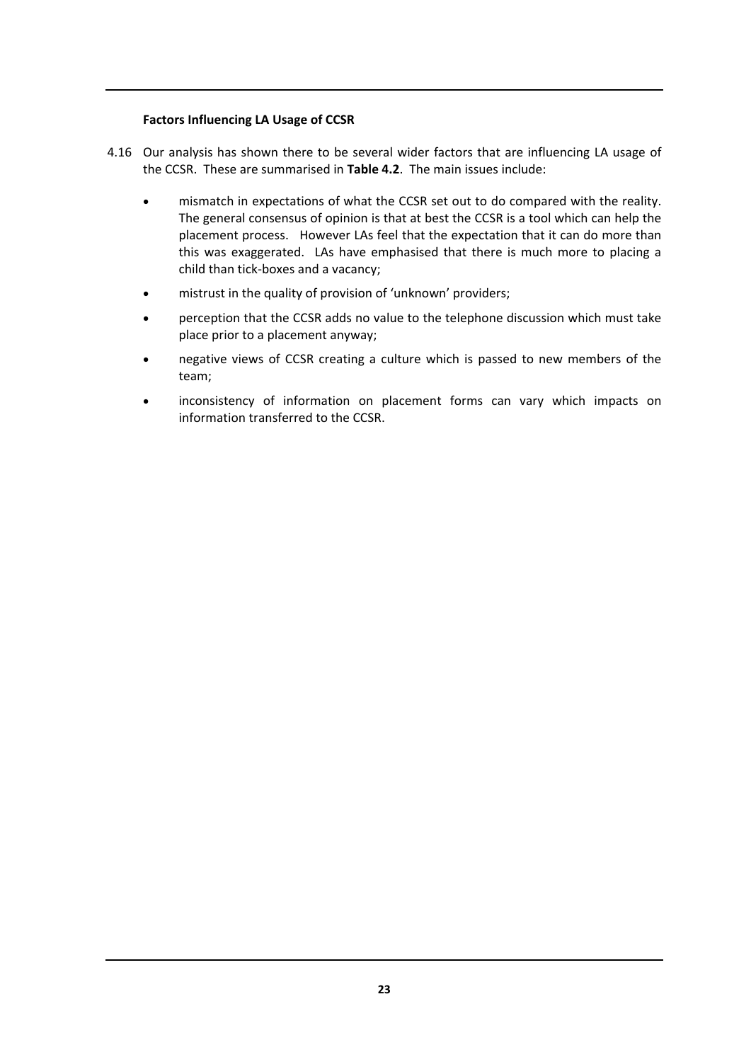**Factors Influencing LA Usage of CCSR**

4.16 Our analysis has shown there to be several wider factors that are influencing LA usage of the CCSR. These are summarised in **Table 4.2**. The main issues include:

- mismatch in expectations of what the CCSR set out to do compared with the reality. The general consensus of opinion is that at best the CCSR is a tool which can help the placement process. However LAs feel that the expectation that it can do more than this was exaggerated. LAs have emphasised that there is much more to placing a child than tick-boxes and a vacancy;
- mistrust in the quality of provision of 'unknown' providers;
- perception that the CCSR adds no value to the telephone discussion which must take place prior to a placement anyway;
- negative views of CCSR creating a culture which is passed to new members of the team;
- inconsistency of information on placement forms can vary which impacts on information transferred to the CCSR.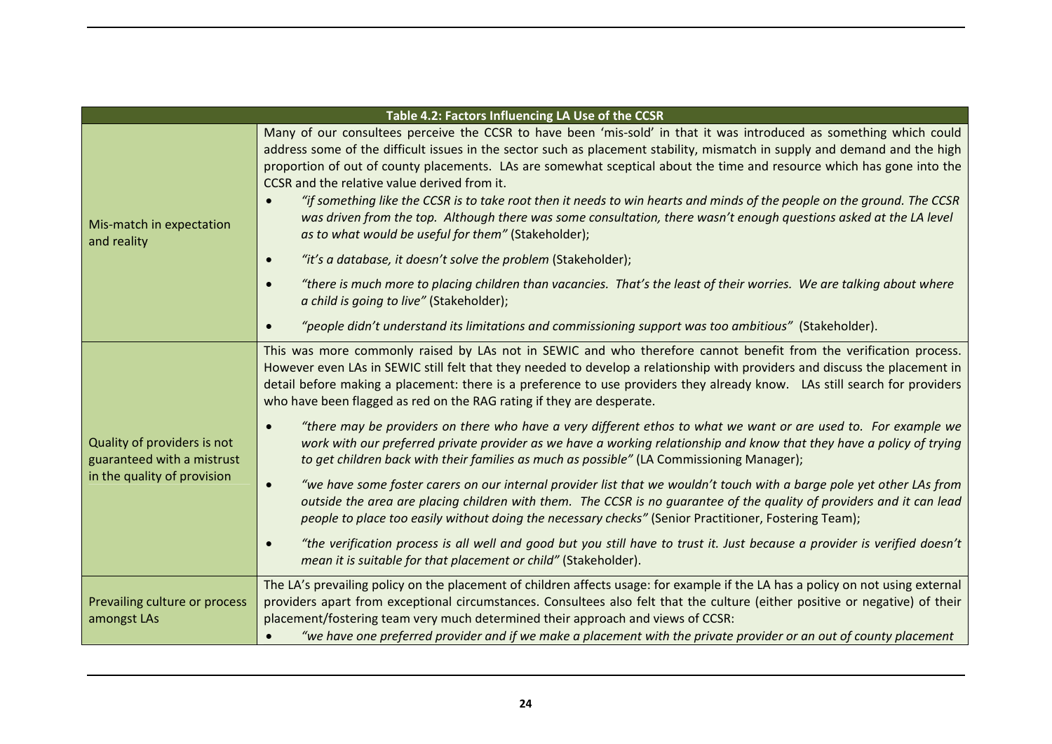| Table 4.2: Factors Influencing LA Use of the CCSR | |
|---|---|
| Mis-match in expectation and reality | Many of our consultees perceive the CCSR to have been 'mis-sold' in that it was introduced as something which could address some of the difficult issues in the sector such as placement stability, mismatch in supply and demand and the high proportion of out of county placements. LAs are somewhat sceptical about the time and resource which has gone into the CCSR and the relative value derived from it.<br>• *"if something like the CCSR is to take root then it needs to win hearts and minds of the people on the ground. The CCSR was driven from the top. Although there was some consultation, there wasn't enough questions asked at the LA level as to what would be useful for them"* (Stakeholder);<br>• *"it's a database, it doesn't solve the problem* (Stakeholder);<br>• *"there is much more to placing children than vacancies. That's the least of their worries. We are talking about where a child is going to live"* (Stakeholder);<br>• *"people didn't understand its limitations and commissioning support was too ambitious"* (Stakeholder). |
| Quality of providers is not guaranteed with a mistrust in the quality of provision | This was more commonly raised by LAs not in SEWIC and who therefore cannot benefit from the verification process. However even LAs in SEWIC still felt that they needed to develop a relationship with providers and discuss the placement in detail before making a placement: there is a preference to use providers they already know. LAs still search for providers who have been flagged as red on the RAG rating if they are desperate.<br>• *"there may be providers on there who have a very different ethos to what we want or are used to. For example we work with our preferred private provider as we have a working relationship and know that they have a policy of trying to get children back with their families as much as possible"* (LA Commissioning Manager);<br>• *"we have some foster carers on our internal provider list that we wouldn't touch with a barge pole yet other LAs from outside the area are placing children with them. The CCSR is no guarantee of the quality of providers and it can lead people to place too easily without doing the necessary checks"* (Senior Practitioner, Fostering Team);<br>• *"the verification process is all well and good but you still have to trust it. Just because a provider is verified doesn't mean it is suitable for that placement or child"* (Stakeholder). |
| Prevailing culture or process amongst LAs | The LA's prevailing policy on the placement of children affects usage: for example if the LA has a policy on not using external providers apart from exceptional circumstances. Consultees also felt that the culture (either positive or negative) of their placement/fostering team very much determined their approach and views of CCSR:<br>• *"we have one preferred provider and if we make a placement with the private provider or an out of county placement* |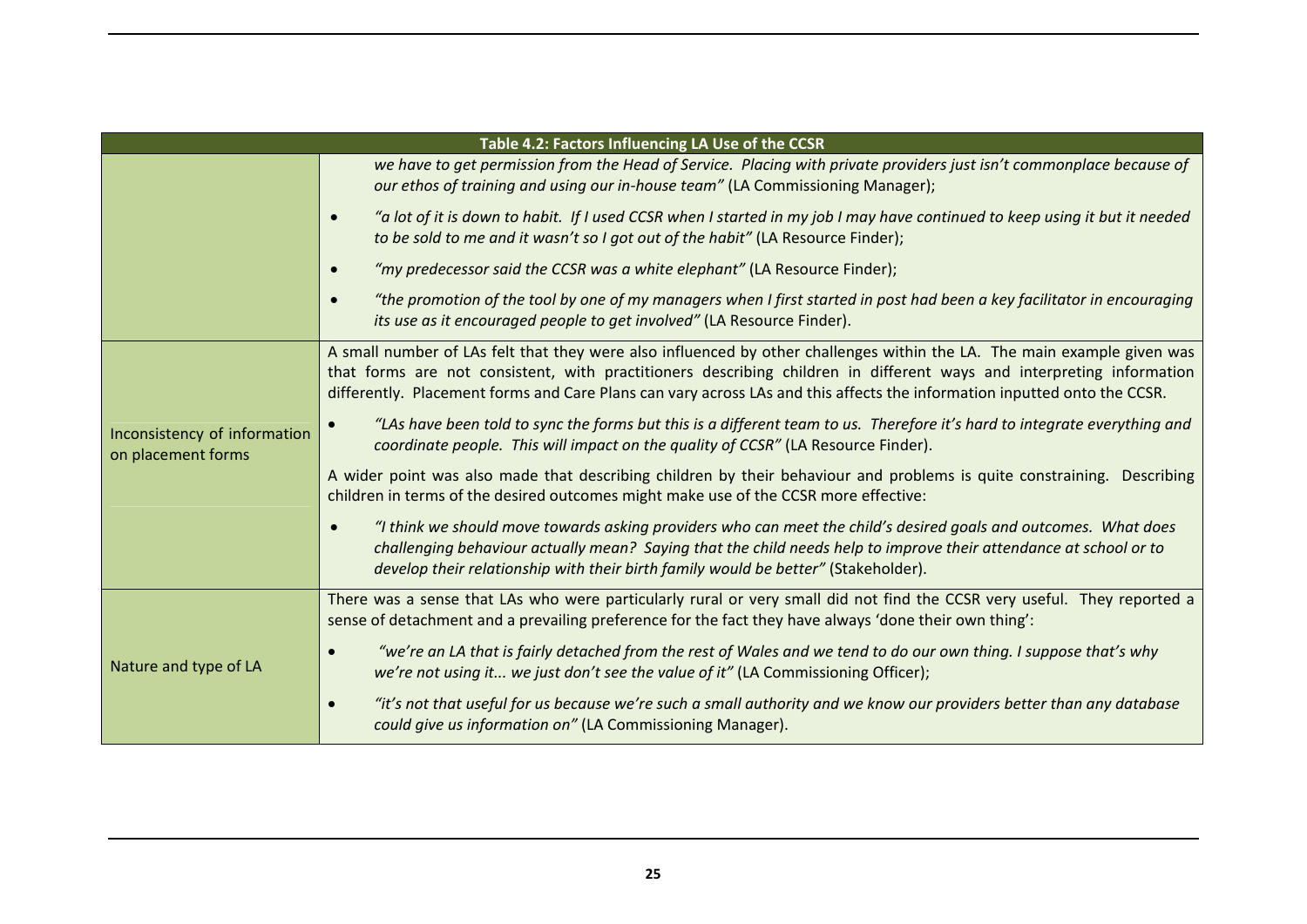| Table 4.2: Factors Influencing LA Use of the CCSR | |
|---|---|
| | *we have to get permission from the Head of Service. Placing with private providers just isn't commonplace because of our ethos of training and using our in-house team"* (LA Commissioning Manager);<br>• *"a lot of it is down to habit. If I used CCSR when I started in my job I may have continued to keep using it but it needed to be sold to me and it wasn't so I got out of the habit"* (LA Resource Finder);<br>• *"my predecessor said the CCSR was a white elephant"* (LA Resource Finder);<br>• *"the promotion of the tool by one of my managers when I first started in post had been a key facilitator in encouraging its use as it encouraged people to get involved"* (LA Resource Finder). |
| Inconsistency of information on placement forms | A small number of LAs felt that they were also influenced by other challenges within the LA. The main example given was that forms are not consistent, with practitioners describing children in different ways and interpreting information differently. Placement forms and Care Plans can vary across LAs and this affects the information inputted onto the CCSR.<br>• *"LAs have been told to sync the forms but this is a different team to us. Therefore it's hard to integrate everything and coordinate people. This will impact on the quality of CCSR"* (LA Resource Finder).<br>A wider point was also made that describing children by their behaviour and problems is quite constraining. Describing children in terms of the desired outcomes might make use of the CCSR more effective:<br>• *"I think we should move towards asking providers who can meet the child's desired goals and outcomes. What does challenging behaviour actually mean? Saying that the child needs help to improve their attendance at school or to develop their relationship with their birth family would be better"* (Stakeholder). |
| Nature and type of LA | There was a sense that LAs who were particularly rural or very small did not find the CCSR very useful. They reported a sense of detachment and a prevailing preference for the fact they have always 'done their own thing':<br>• *"we're an LA that is fairly detached from the rest of Wales and we tend to do our own thing. I suppose that's why we're not using it... we just don't see the value of it"* (LA Commissioning Officer);<br>• *"it's not that useful for us because we're such a small authority and we know our providers better than any database could give us information on"* (LA Commissioning Manager). |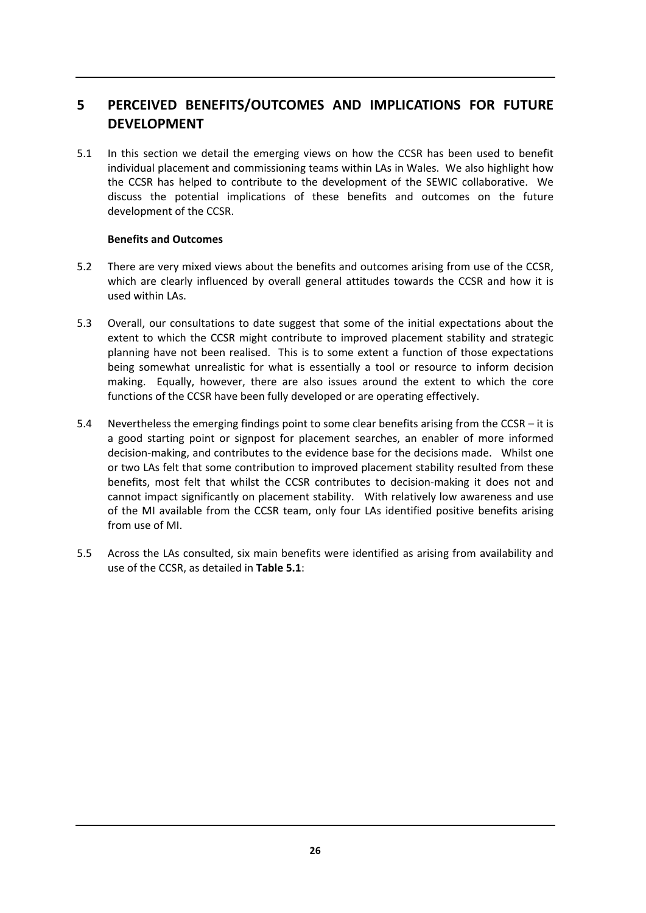# 5 PERCEIVED BENEFITS/OUTCOMES AND IMPLICATIONS FOR FUTURE DEVELOPMENT

5.1 In this section we detail the emerging views on how the CCSR has been used to benefit individual placement and commissioning teams within LAs in Wales. We also highlight how the CCSR has helped to contribute to the development of the SEWIC collaborative. We discuss the potential implications of these benefits and outcomes on the future development of the CCSR.

**Benefits and Outcomes**

5.2 There are very mixed views about the benefits and outcomes arising from use of the CCSR, which are clearly influenced by overall general attitudes towards the CCSR and how it is used within LAs.

5.3 Overall, our consultations to date suggest that some of the initial expectations about the extent to which the CCSR might contribute to improved placement stability and strategic planning have not been realised. This is to some extent a function of those expectations being somewhat unrealistic for what is essentially a tool or resource to inform decision making. Equally, however, there are also issues around the extent to which the core functions of the CCSR have been fully developed or are operating effectively.

5.4 Nevertheless the emerging findings point to some clear benefits arising from the CCSR – it is a good starting point or signpost for placement searches, an enabler of more informed decision-making, and contributes to the evidence base for the decisions made. Whilst one or two LAs felt that some contribution to improved placement stability resulted from these benefits, most felt that whilst the CCSR contributes to decision-making it does not and cannot impact significantly on placement stability. With relatively low awareness and use of the MI available from the CCSR team, only four LAs identified positive benefits arising from use of MI.

5.5 Across the LAs consulted, six main benefits were identified as arising from availability and use of the CCSR, as detailed in **Table 5.1**: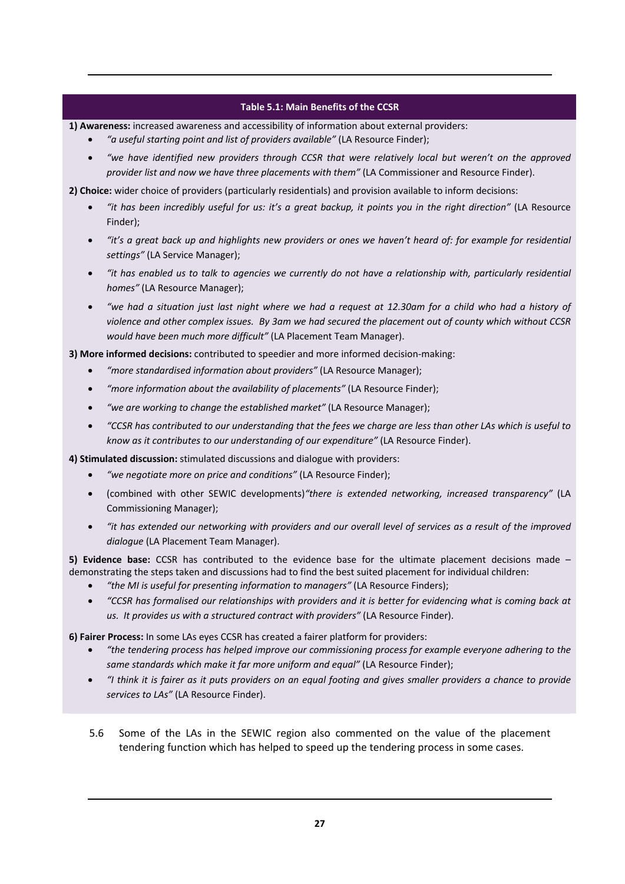**Table 5.1: Main Benefits of the CCSR**

**1) Awareness:** increased awareness and accessibility of information about external providers:

- *"a useful starting point and list of providers available"* (LA Resource Finder);
- *"we have identified new providers through CCSR that were relatively local but weren't on the approved provider list and now we have three placements with them"* (LA Commissioner and Resource Finder).

**2) Choice:** wider choice of providers (particularly residentials) and provision available to inform decisions:

- *"it has been incredibly useful for us: it's a great backup, it points you in the right direction"* (LA Resource Finder);
- *"it's a great back up and highlights new providers or ones we haven't heard of: for example for residential settings"* (LA Service Manager);
- *"it has enabled us to talk to agencies we currently do not have a relationship with, particularly residential homes"* (LA Resource Manager);
- *"we had a situation just last night where we had a request at 12.30am for a child who had a history of violence and other complex issues. By 3am we had secured the placement out of county which without CCSR would have been much more difficult"* (LA Placement Team Manager).

**3) More informed decisions:** contributed to speedier and more informed decision-making:

- *"more standardised information about providers"* (LA Resource Manager);
- *"more information about the availability of placements"* (LA Resource Finder);
- *"we are working to change the established market"* (LA Resource Manager);
- *"CCSR has contributed to our understanding that the fees we charge are less than other LAs which is useful to know as it contributes to our understanding of our expenditure"* (LA Resource Finder).

**4) Stimulated discussion:** stimulated discussions and dialogue with providers:

- *"we negotiate more on price and conditions"* (LA Resource Finder);
- (combined with other SEWIC developments)*"there is extended networking, increased transparency"* (LA Commissioning Manager);
- *"it has extended our networking with providers and our overall level of services as a result of the improved dialogue* (LA Placement Team Manager).

**5) Evidence base:** CCSR has contributed to the evidence base for the ultimate placement decisions made – demonstrating the steps taken and discussions had to find the best suited placement for individual children:

- *"the MI is useful for presenting information to managers"* (LA Resource Finders);
- *"CCSR has formalised our relationships with providers and it is better for evidencing what is coming back at us. It provides us with a structured contract with providers"* (LA Resource Finder).

**6) Fairer Process:** In some LAs eyes CCSR has created a fairer platform for providers:

- *"the tendering process has helped improve our commissioning process for example everyone adhering to the same standards which make it far more uniform and equal"* (LA Resource Finder);
- *"I think it is fairer as it puts providers on an equal footing and gives smaller providers a chance to provide services to LAs"* (LA Resource Finder).

5.6 Some of the LAs in the SEWIC region also commented on the value of the placement tendering function which has helped to speed up the tendering process in some cases.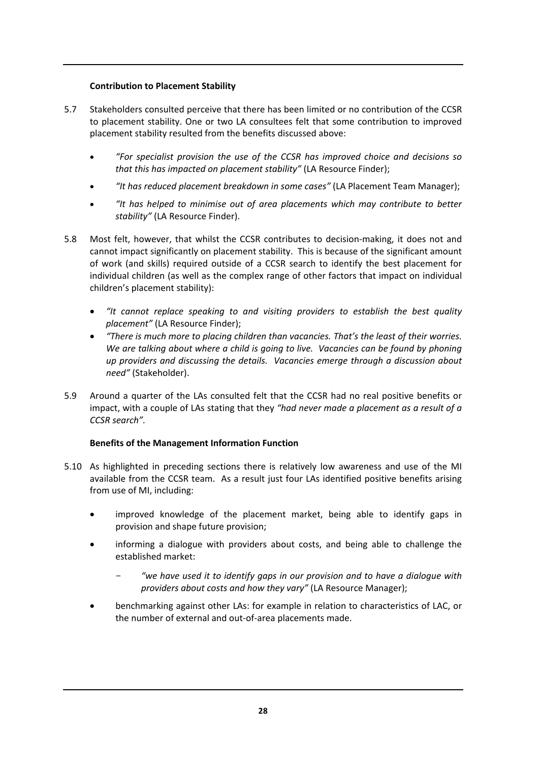### Contribution to Placement Stability

5.7 Stakeholders consulted perceive that there has been limited or no contribution of the CCSR to placement stability. One or two LA consultees felt that some contribution to improved placement stability resulted from the benefits discussed above:

- *"For specialist provision the use of the CCSR has improved choice and decisions so that this has impacted on placement stability"* (LA Resource Finder);
- *"It has reduced placement breakdown in some cases"* (LA Placement Team Manager);
- *"It has helped to minimise out of area placements which may contribute to better stability"* (LA Resource Finder).

5.8 Most felt, however, that whilst the CCSR contributes to decision-making, it does not and cannot impact significantly on placement stability. This is because of the significant amount of work (and skills) required outside of a CCSR search to identify the best placement for individual children (as well as the complex range of other factors that impact on individual children's placement stability):

- *"It cannot replace speaking to and visiting providers to establish the best quality placement"* (LA Resource Finder);
- *"There is much more to placing children than vacancies. That's the least of their worries. We are talking about where a child is going to live. Vacancies can be found by phoning up providers and discussing the details. Vacancies emerge through a discussion about need"* (Stakeholder).

5.9 Around a quarter of the LAs consulted felt that the CCSR had no real positive benefits or impact, with a couple of LAs stating that they *"had never made a placement as a result of a CCSR search"*.

### Benefits of the Management Information Function

5.10 As highlighted in preceding sections there is relatively low awareness and use of the MI available from the CCSR team. As a result just four LAs identified positive benefits arising from use of MI, including:

- improved knowledge of the placement market, being able to identify gaps in provision and shape future provision;
- informing a dialogue with providers about costs, and being able to challenge the established market:
  - *"we have used it to identify gaps in our provision and to have a dialogue with providers about costs and how they vary"* (LA Resource Manager);
- benchmarking against other LAs: for example in relation to characteristics of LAC, or the number of external and out-of-area placements made.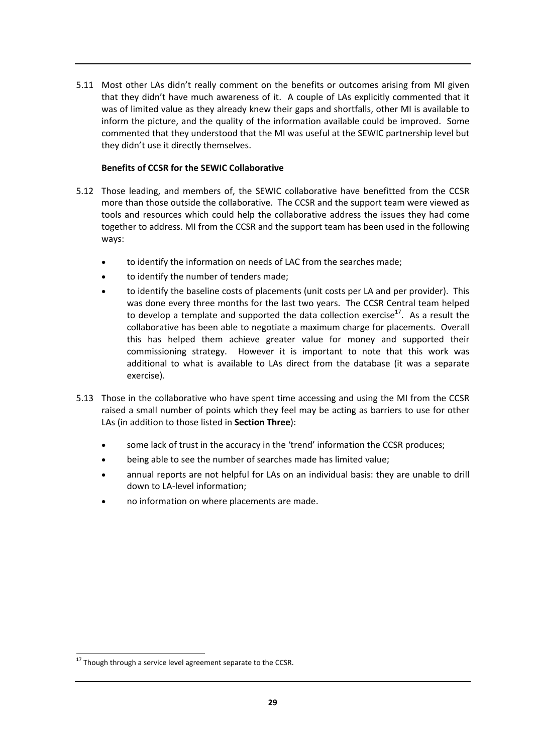5.11 Most other LAs didn't really comment on the benefits or outcomes arising from MI given that they didn't have much awareness of it. A couple of LAs explicitly commented that it was of limited value as they already knew their gaps and shortfalls, other MI is available to inform the picture, and the quality of the information available could be improved. Some commented that they understood that the MI was useful at the SEWIC partnership level but they didn't use it directly themselves.

**Benefits of CCSR for the SEWIC Collaborative**

5.12 Those leading, and members of, the SEWIC collaborative have benefitted from the CCSR more than those outside the collaborative. The CCSR and the support team were viewed as tools and resources which could help the collaborative address the issues they had come together to address. MI from the CCSR and the support team has been used in the following ways:

- to identify the information on needs of LAC from the searches made;
- to identify the number of tenders made;
- to identify the baseline costs of placements (unit costs per LA and per provider). This was done every three months for the last two years. The CCSR Central team helped to develop a template and supported the data collection exercise[17]. As a result the collaborative has been able to negotiate a maximum charge for placements. Overall this has helped them achieve greater value for money and supported their commissioning strategy. However it is important to note that this work was additional to what is available to LAs direct from the database (it was a separate exercise).

5.13 Those in the collaborative who have spent time accessing and using the MI from the CCSR raised a small number of points which they feel may be acting as barriers to use for other LAs (in addition to those listed in **Section Three**):

- some lack of trust in the accuracy in the 'trend' information the CCSR produces;
- being able to see the number of searches made has limited value;
- annual reports are not helpful for LAs on an individual basis: they are unable to drill down to LA-level information;
- no information on where placements are made.

[17] Though through a service level agreement separate to the CCSR.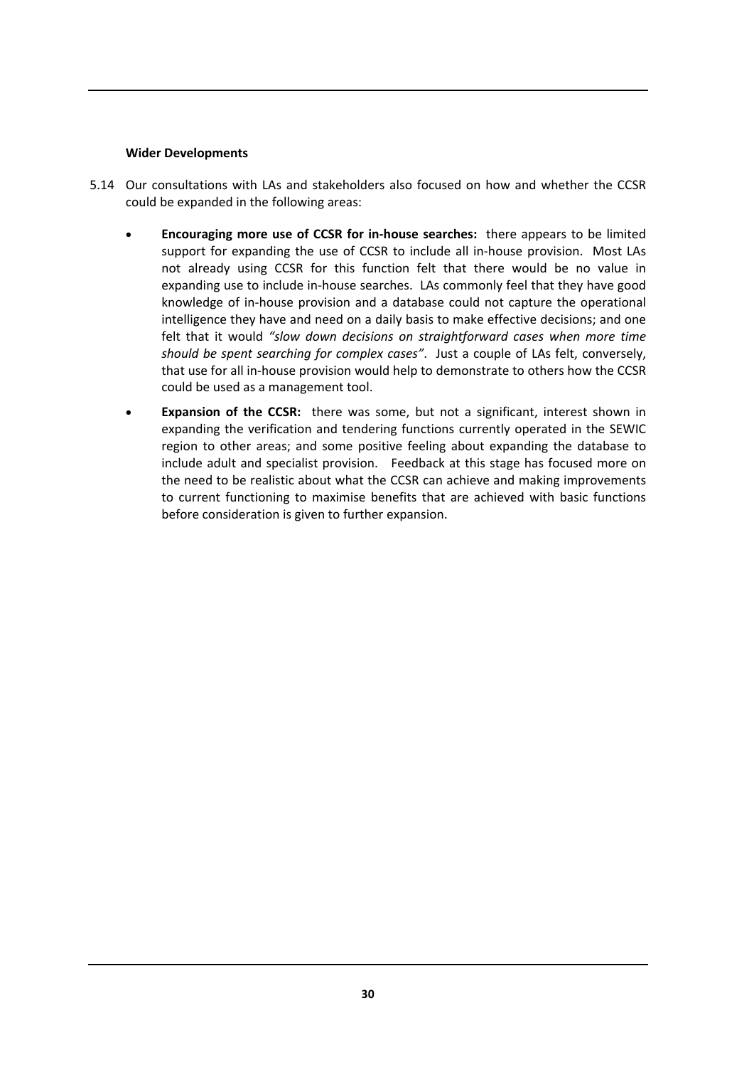**Wider Developments**

5.14 Our consultations with LAs and stakeholders also focused on how and whether the CCSR could be expanded in the following areas:

- **Encouraging more use of CCSR for in-house searches:** there appears to be limited support for expanding the use of CCSR to include all in-house provision. Most LAs not already using CCSR for this function felt that there would be no value in expanding use to include in-house searches. LAs commonly feel that they have good knowledge of in-house provision and a database could not capture the operational intelligence they have and need on a daily basis to make effective decisions; and one felt that it would *"slow down decisions on straightforward cases when more time should be spent searching for complex cases"*. Just a couple of LAs felt, conversely, that use for all in-house provision would help to demonstrate to others how the CCSR could be used as a management tool.

- **Expansion of the CCSR:** there was some, but not a significant, interest shown in expanding the verification and tendering functions currently operated in the SEWIC region to other areas; and some positive feeling about expanding the database to include adult and specialist provision. Feedback at this stage has focused more on the need to be realistic about what the CCSR can achieve and making improvements to current functioning to maximise benefits that are achieved with basic functions before consideration is given to further expansion.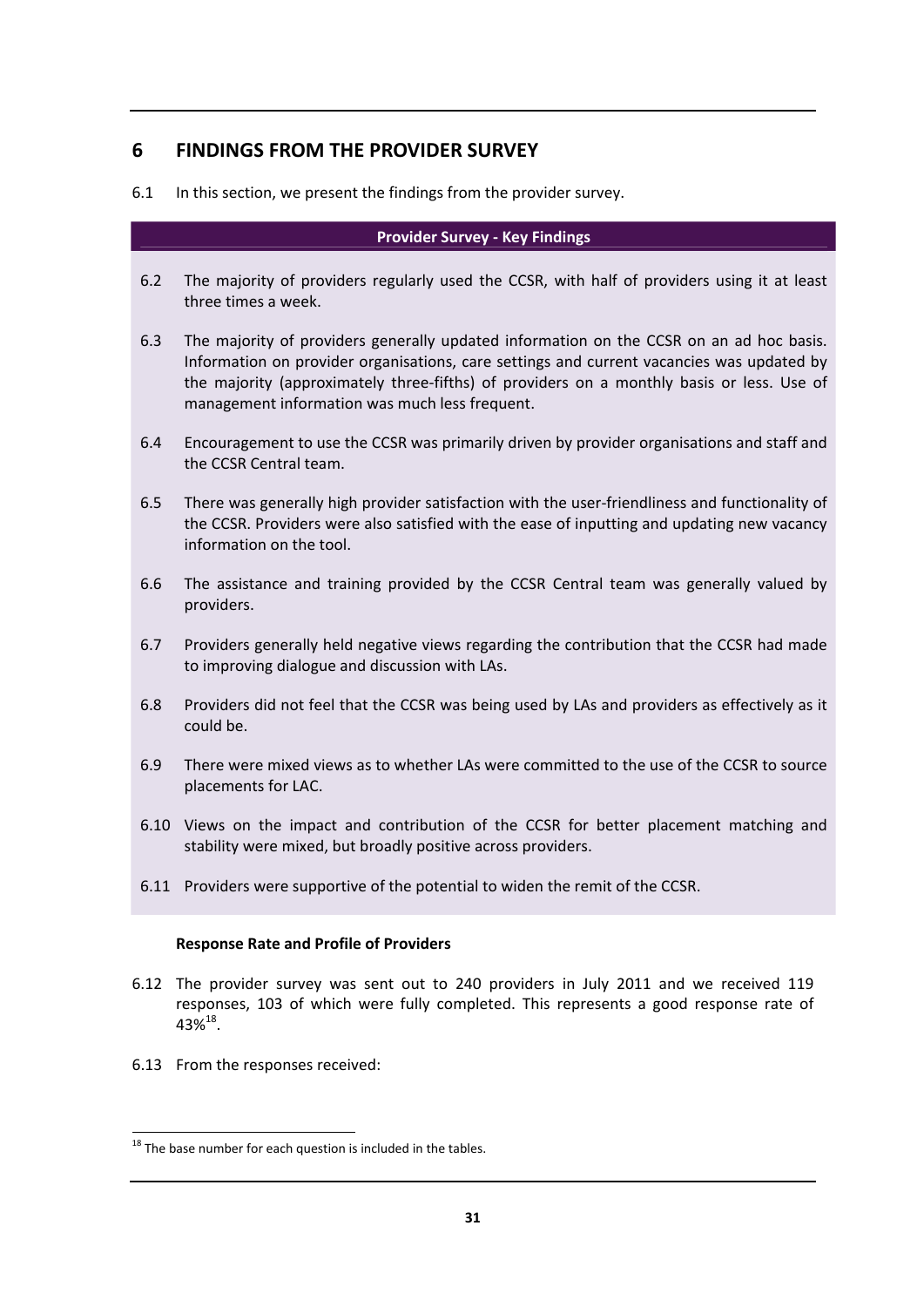## 6 FINDINGS FROM THE PROVIDER SURVEY

6.1 In this section, we present the findings from the provider survey.

**Provider Survey - Key Findings**

6.2 The majority of providers regularly used the CCSR, with half of providers using it at least three times a week.

6.3 The majority of providers generally updated information on the CCSR on an ad hoc basis. Information on provider organisations, care settings and current vacancies was updated by the majority (approximately three-fifths) of providers on a monthly basis or less. Use of management information was much less frequent.

6.4 Encouragement to use the CCSR was primarily driven by provider organisations and staff and the CCSR Central team.

6.5 There was generally high provider satisfaction with the user-friendliness and functionality of the CCSR. Providers were also satisfied with the ease of inputting and updating new vacancy information on the tool.

6.6 The assistance and training provided by the CCSR Central team was generally valued by providers.

6.7 Providers generally held negative views regarding the contribution that the CCSR had made to improving dialogue and discussion with LAs.

6.8 Providers did not feel that the CCSR was being used by LAs and providers as effectively as it could be.

6.9 There were mixed views as to whether LAs were committed to the use of the CCSR to source placements for LAC.

6.10 Views on the impact and contribution of the CCSR for better placement matching and stability were mixed, but broadly positive across providers.

6.11 Providers were supportive of the potential to widen the remit of the CCSR.

**Response Rate and Profile of Providers**

6.12 The provider survey was sent out to 240 providers in July 2011 and we received 119 responses, 103 of which were fully completed. This represents a good response rate of 43%[18].

6.13 From the responses received:

[18] The base number for each question is included in the tables.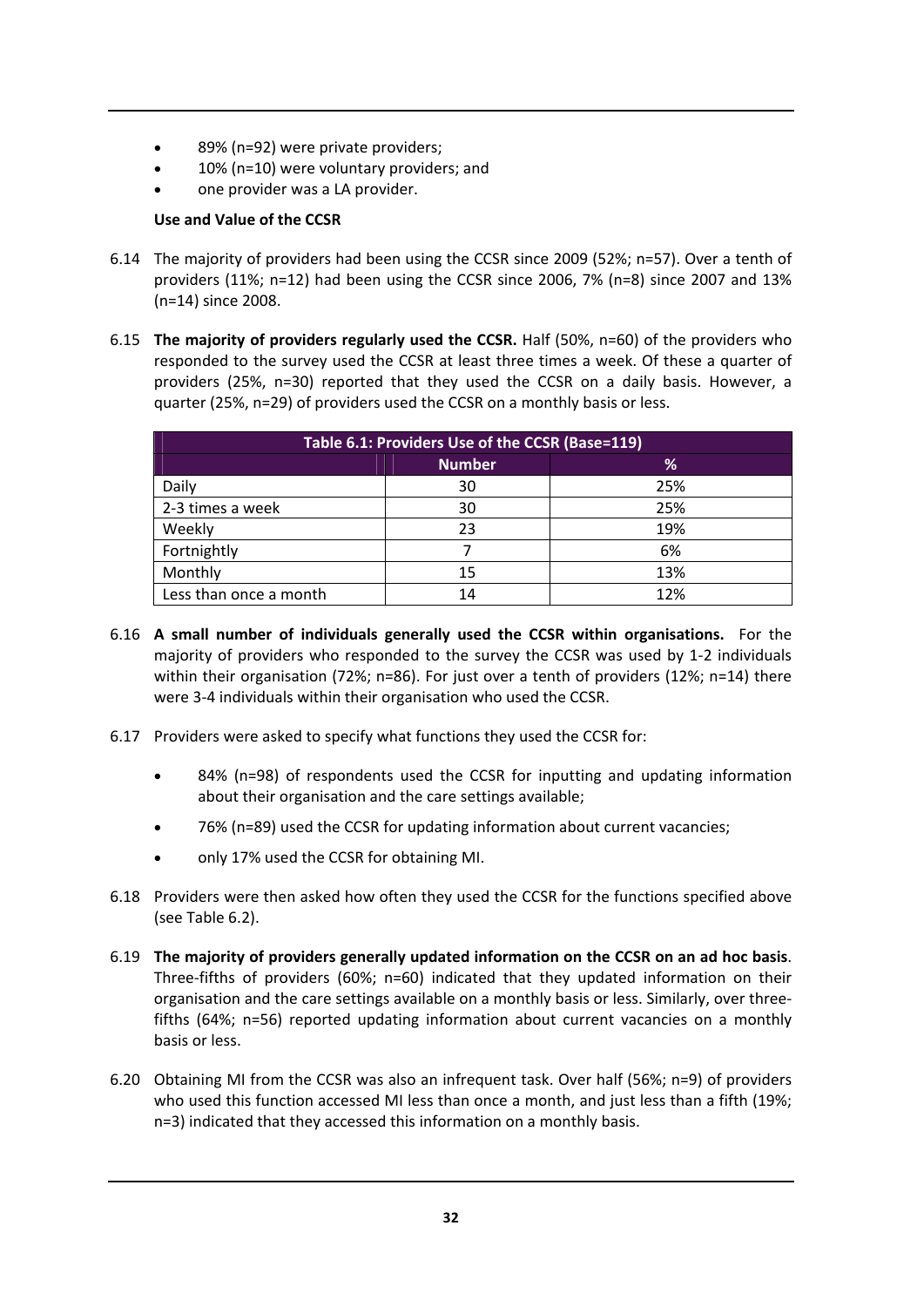- 89% (n=92) were private providers;
- 10% (n=10) were voluntary providers; and
- one provider was a LA provider.

**Use and Value of the CCSR**

6.14 The majority of providers had been using the CCSR since 2009 (52%; n=57). Over a tenth of providers (11%; n=12) had been using the CCSR since 2006, 7% (n=8) since 2007 and 13% (n=14) since 2008.

6.15 **The majority of providers regularly used the CCSR.** Half (50%, n=60) of the providers who responded to the survey used the CCSR at least three times a week. Of these a quarter of providers (25%, n=30) reported that they used the CCSR on a daily basis. However, a quarter (25%, n=29) of providers used the CCSR on a monthly basis or less.

| Table 6.1: Providers Use of the CCSR (Base=119) | | |
|---|---|---|
| | **Number** | **%** |
| Daily | 30 | 25% |
| 2-3 times a week | 30 | 25% |
| Weekly | 23 | 19% |
| Fortnightly | 7 | 6% |
| Monthly | 15 | 13% |
| Less than once a month | 14 | 12% |

6.16 **A small number of individuals generally used the CCSR within organisations.** For the majority of providers who responded to the survey the CCSR was used by 1-2 individuals within their organisation (72%; n=86). For just over a tenth of providers (12%; n=14) there were 3-4 individuals within their organisation who used the CCSR.

6.17 Providers were asked to specify what functions they used the CCSR for:

- 84% (n=98) of respondents used the CCSR for inputting and updating information about their organisation and the care settings available;
- 76% (n=89) used the CCSR for updating information about current vacancies;
- only 17% used the CCSR for obtaining MI.

6.18 Providers were then asked how often they used the CCSR for the functions specified above (see Table 6.2).

6.19 **The majority of providers generally updated information on the CCSR on an ad hoc basis**. Three-fifths of providers (60%; n=60) indicated that they updated information on their organisation and the care settings available on a monthly basis or less. Similarly, over three-fifths (64%; n=56) reported updating information about current vacancies on a monthly basis or less.

6.20 Obtaining MI from the CCSR was also an infrequent task. Over half (56%; n=9) of providers who used this function accessed MI less than once a month, and just less than a fifth (19%; n=3) indicated that they accessed this information on a monthly basis.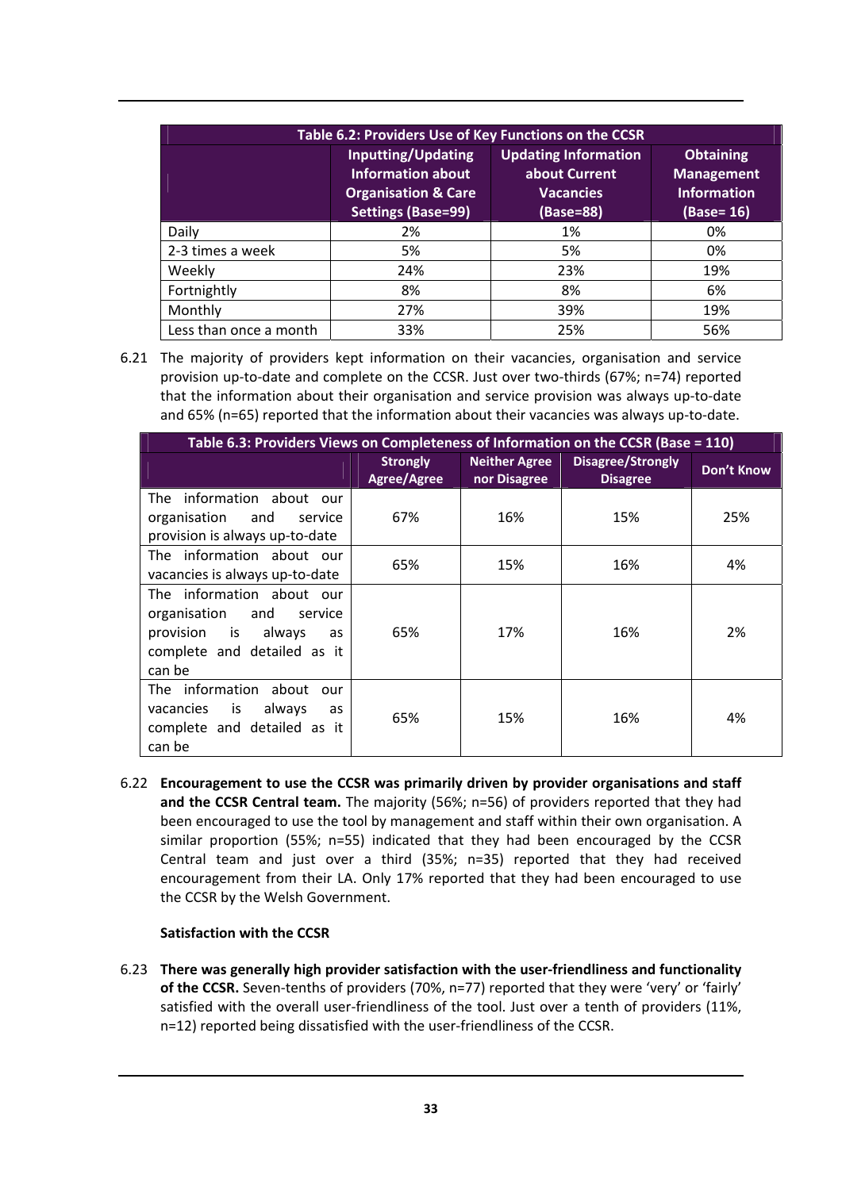| Table 6.2: Providers Use of Key Functions on the CCSR | | | |
|---|---|---|---|
| | Inputting/Updating Information about Organisation & Care Settings (Base=99) | Updating Information about Current Vacancies (Base=88) | Obtaining Management Information (Base= 16) |
| Daily | 2% | 1% | 0% |
| 2-3 times a week | 5% | 5% | 0% |
| Weekly | 24% | 23% | 19% |
| Fortnightly | 8% | 8% | 6% |
| Monthly | 27% | 39% | 19% |
| Less than once a month | 33% | 25% | 56% |

6.21 The majority of providers kept information on their vacancies, organisation and service provision up-to-date and complete on the CCSR. Just over two-thirds (67%; n=74) reported that the information about their organisation and service provision was always up-to-date and 65% (n=65) reported that the information about their vacancies was always up-to-date.

| Table 6.3: Providers Views on Completeness of Information on the CCSR (Base = 110) | | | | |
|---|---|---|---|---|
| | Strongly Agree/Agree | Neither Agree nor Disagree | Disagree/Strongly Disagree | Don't Know |
| The information about our organisation and service provision is always up-to-date | 67% | 16% | 15% | 25% |
| The information about our vacancies is always up-to-date | 65% | 15% | 16% | 4% |
| The information about our organisation and service provision is always as complete and detailed as it can be | 65% | 17% | 16% | 2% |
| The information about our vacancies is always as complete and detailed as it can be | 65% | 15% | 16% | 4% |

6.22 **Encouragement to use the CCSR was primarily driven by provider organisations and staff and the CCSR Central team.** The majority (56%; n=56) of providers reported that they had been encouraged to use the tool by management and staff within their own organisation. A similar proportion (55%; n=55) indicated that they had been encouraged by the CCSR Central team and just over a third (35%; n=35) reported that they had received encouragement from their LA. Only 17% reported that they had been encouraged to use the CCSR by the Welsh Government.

**Satisfaction with the CCSR**

6.23 **There was generally high provider satisfaction with the user-friendliness and functionality of the CCSR.** Seven-tenths of providers (70%, n=77) reported that they were 'very' or 'fairly' satisfied with the overall user-friendliness of the tool. Just over a tenth of providers (11%, n=12) reported being dissatisfied with the user-friendliness of the CCSR.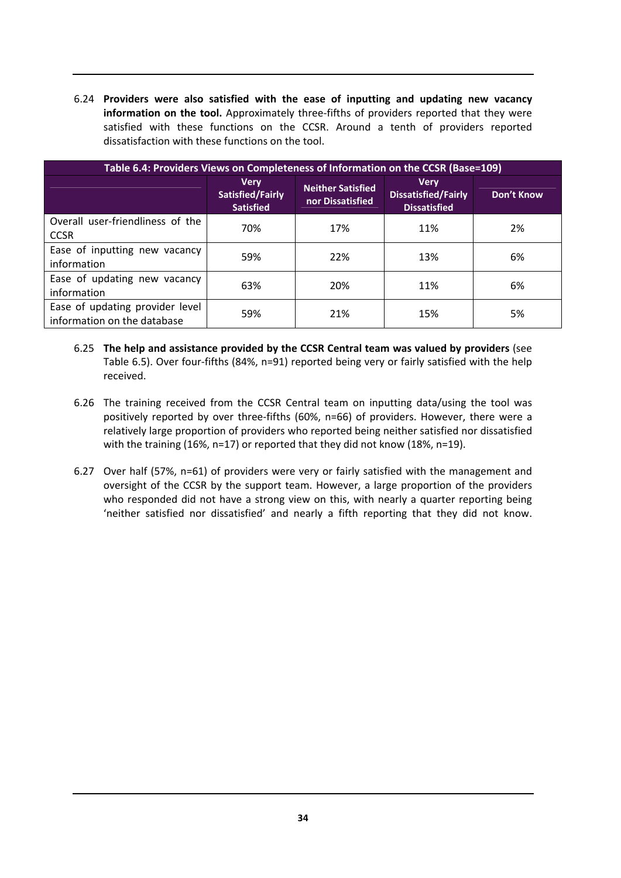6.24 **Providers were also satisfied with the ease of inputting and updating new vacancy information on the tool.** Approximately three-fifths of providers reported that they were satisfied with these functions on the CCSR. Around a tenth of providers reported dissatisfaction with these functions on the tool.

| Table 6.4: Providers Views on Completeness of Information on the CCSR (Base=109) | | | | |
|---|---|---|---|---|
| | Very Satisfied/Fairly Satisfied | Neither Satisfied nor Dissatisfied | Very Dissatisfied/Fairly Dissatisfied | Don't Know |
| Overall user-friendliness of the CCSR | 70% | 17% | 11% | 2% |
| Ease of inputting new vacancy information | 59% | 22% | 13% | 6% |
| Ease of updating new vacancy information | 63% | 20% | 11% | 6% |
| Ease of updating provider level information on the database | 59% | 21% | 15% | 5% |

6.25 **The help and assistance provided by the CCSR Central team was valued by providers** (see Table 6.5). Over four-fifths (84%, n=91) reported being very or fairly satisfied with the help received.

6.26 The training received from the CCSR Central team on inputting data/using the tool was positively reported by over three-fifths (60%, n=66) of providers. However, there were a relatively large proportion of providers who reported being neither satisfied nor dissatisfied with the training (16%, n=17) or reported that they did not know (18%, n=19).

6.27 Over half (57%, n=61) of providers were very or fairly satisfied with the management and oversight of the CCSR by the support team. However, a large proportion of the providers who responded did not have a strong view on this, with nearly a quarter reporting being 'neither satisfied nor dissatisfied' and nearly a fifth reporting that they did not know.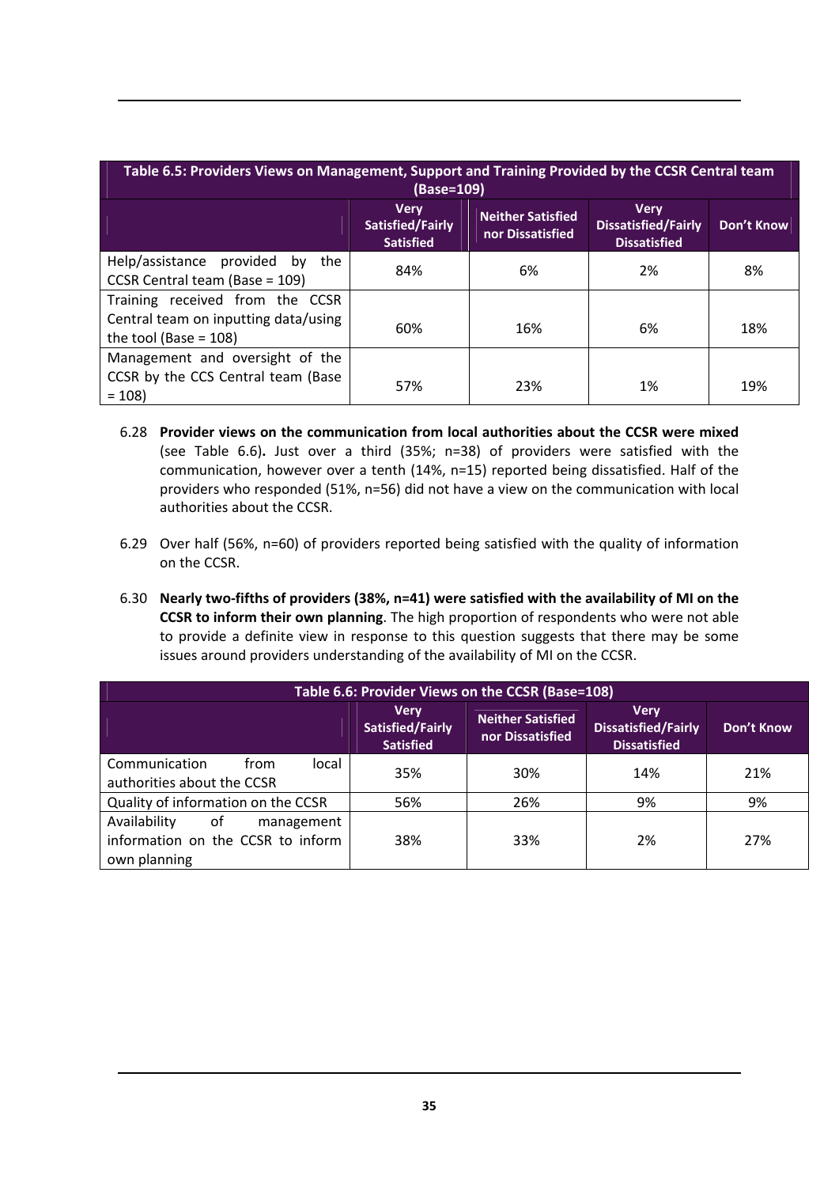| Table 6.5: Providers Views on Management, Support and Training Provided by the CCSR Central team (Base=109) | | | | |
|---|---|---|---|---|
| | Very Satisfied/Fairly Satisfied | Neither Satisfied nor Dissatisfied | Very Dissatisfied/Fairly Dissatisfied | Don't Know |
| Help/assistance provided by the CCSR Central team (Base = 109) | 84% | 6% | 2% | 8% |
| Training received from the CCSR Central team on inputting data/using the tool (Base = 108) | 60% | 16% | 6% | 18% |
| Management and oversight of the CCSR by the CCS Central team (Base = 108) | 57% | 23% | 1% | 19% |

6.28 **Provider views on the communication from local authorities about the CCSR were mixed** (see Table 6.6)**.** Just over a third (35%; n=38) of providers were satisfied with the communication, however over a tenth (14%, n=15) reported being dissatisfied. Half of the providers who responded (51%, n=56) did not have a view on the communication with local authorities about the CCSR.

6.29 Over half (56%, n=60) of providers reported being satisfied with the quality of information on the CCSR.

6.30 **Nearly two-fifths of providers (38%, n=41) were satisfied with the availability of MI on the CCSR to inform their own planning**. The high proportion of respondents who were not able to provide a definite view in response to this question suggests that there may be some issues around providers understanding of the availability of MI on the CCSR.

| Table 6.6: Provider Views on the CCSR (Base=108) | | | | |
|---|---|---|---|---|
| | Very Satisfied/Fairly Satisfied | Neither Satisfied nor Dissatisfied | Very Dissatisfied/Fairly Dissatisfied | Don't Know |
| Communication from local authorities about the CCSR | 35% | 30% | 14% | 21% |
| Quality of information on the CCSR | 56% | 26% | 9% | 9% |
| Availability of management information on the CCSR to inform own planning | 38% | 33% | 2% | 27% |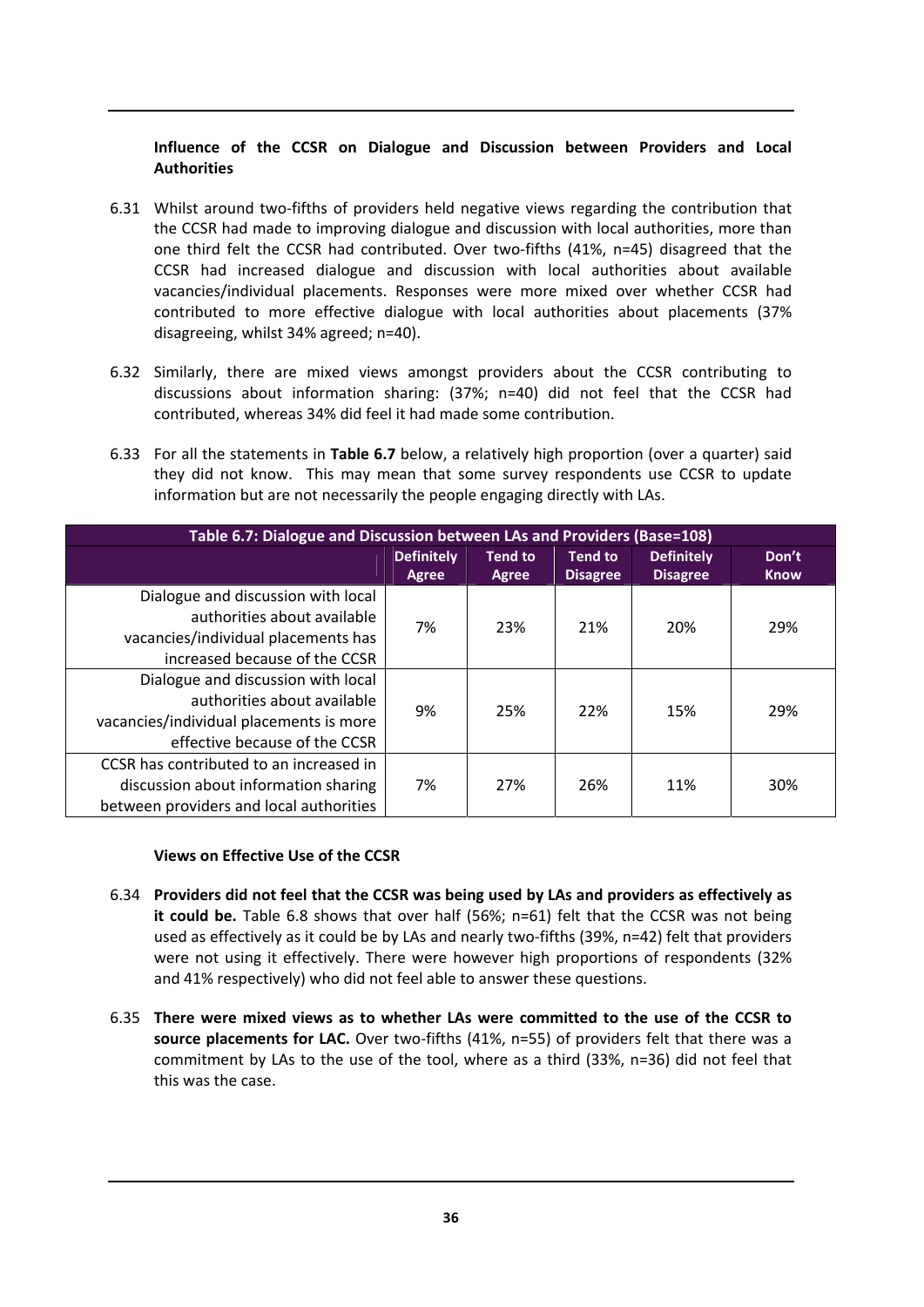### Influence of the CCSR on Dialogue and Discussion between Providers and Local Authorities

6.31 Whilst around two-fifths of providers held negative views regarding the contribution that the CCSR had made to improving dialogue and discussion with local authorities, more than one third felt the CCSR had contributed. Over two-fifths (41%, n=45) disagreed that the CCSR had increased dialogue and discussion with local authorities about available vacancies/individual placements. Responses were more mixed over whether CCSR had contributed to more effective dialogue with local authorities about placements (37% disagreeing, whilst 34% agreed; n=40).

6.32 Similarly, there are mixed views amongst providers about the CCSR contributing to discussions about information sharing: (37%; n=40) did not feel that the CCSR had contributed, whereas 34% did feel it had made some contribution.

6.33 For all the statements in **Table 6.7** below, a relatively high proportion (over a quarter) said they did not know. This may mean that some survey respondents use CCSR to update information but are not necessarily the people engaging directly with LAs.

**Table 6.7: Dialogue and Discussion between LAs and Providers (Base=108)**

| | Definitely Agree | Tend to Agree | Tend to Disagree | Definitely Disagree | Don't Know |
|---|---|---|---|---|---|
| Dialogue and discussion with local authorities about available vacancies/individual placements has increased because of the CCSR | 7% | 23% | 21% | 20% | 29% |
| Dialogue and discussion with local authorities about available vacancies/individual placements is more effective because of the CCSR | 9% | 25% | 22% | 15% | 29% |
| CCSR has contributed to an increased in discussion about information sharing between providers and local authorities | 7% | 27% | 26% | 11% | 30% |

### Views on Effective Use of the CCSR

6.34 **Providers did not feel that the CCSR was being used by LAs and providers as effectively as it could be.** Table 6.8 shows that over half (56%; n=61) felt that the CCSR was not being used as effectively as it could be by LAs and nearly two-fifths (39%, n=42) felt that providers were not using it effectively. There were however high proportions of respondents (32% and 41% respectively) who did not feel able to answer these questions.

6.35 **There were mixed views as to whether LAs were committed to the use of the CCSR to source placements for LAC.** Over two-fifths (41%, n=55) of providers felt that there was a commitment by LAs to the use of the tool, where as a third (33%, n=36) did not feel that this was the case.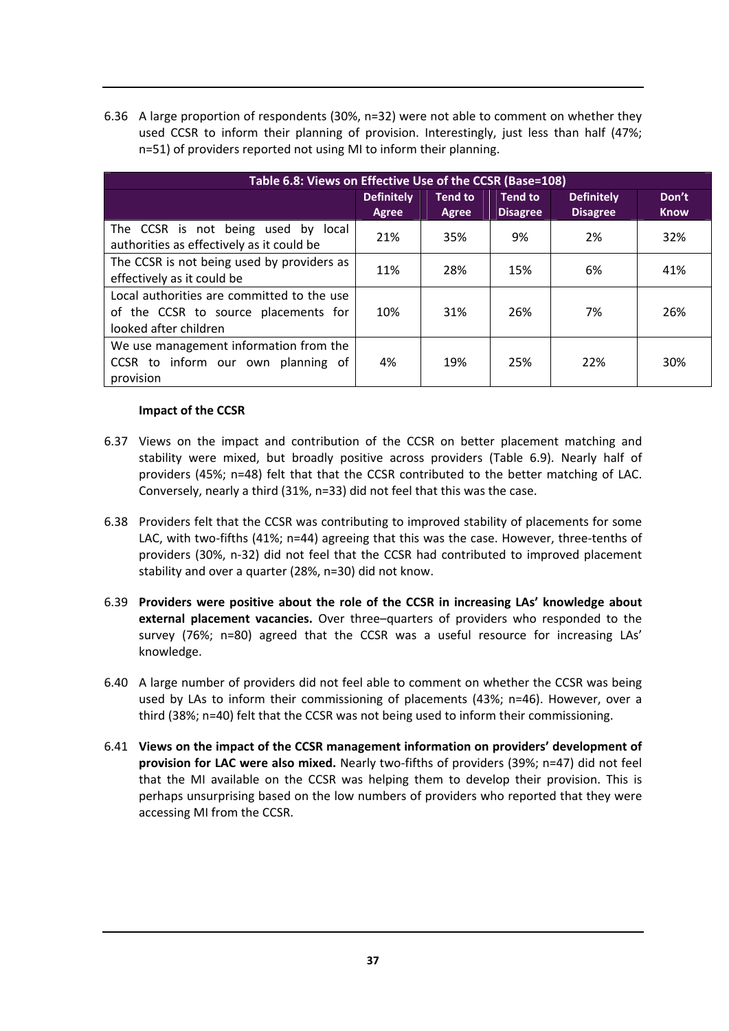6.36 A large proportion of respondents (30%, n=32) were not able to comment on whether they used CCSR to inform their planning of provision. Interestingly, just less than half (47%; n=51) of providers reported not using MI to inform their planning.

| Table 6.8: Views on Effective Use of the CCSR (Base=108) | | | | | |
|---|---|---|---|---|---|
| | Definitely Agree | Tend to Agree | Tend to Disagree | Definitely Disagree | Don't Know |
| The CCSR is not being used by local authorities as effectively as it could be | 21% | 35% | 9% | 2% | 32% |
| The CCSR is not being used by providers as effectively as it could be | 11% | 28% | 15% | 6% | 41% |
| Local authorities are committed to the use of the CCSR to source placements for looked after children | 10% | 31% | 26% | 7% | 26% |
| We use management information from the CCSR to inform our own planning of provision | 4% | 19% | 25% | 22% | 30% |

**Impact of the CCSR**

6.37 Views on the impact and contribution of the CCSR on better placement matching and stability were mixed, but broadly positive across providers (Table 6.9). Nearly half of providers (45%; n=48) felt that that the CCSR contributed to the better matching of LAC. Conversely, nearly a third (31%, n=33) did not feel that this was the case.

6.38 Providers felt that the CCSR was contributing to improved stability of placements for some LAC, with two-fifths (41%; n=44) agreeing that this was the case. However, three-tenths of providers (30%, n-32) did not feel that the CCSR had contributed to improved placement stability and over a quarter (28%, n=30) did not know.

6.39 **Providers were positive about the role of the CCSR in increasing LAs' knowledge about external placement vacancies.** Over three–quarters of providers who responded to the survey (76%; n=80) agreed that the CCSR was a useful resource for increasing LAs' knowledge.

6.40 A large number of providers did not feel able to comment on whether the CCSR was being used by LAs to inform their commissioning of placements (43%; n=46). However, over a third (38%; n=40) felt that the CCSR was not being used to inform their commissioning.

6.41 **Views on the impact of the CCSR management information on providers' development of provision for LAC were also mixed.** Nearly two-fifths of providers (39%; n=47) did not feel that the MI available on the CCSR was helping them to develop their provision. This is perhaps unsurprising based on the low numbers of providers who reported that they were accessing MI from the CCSR.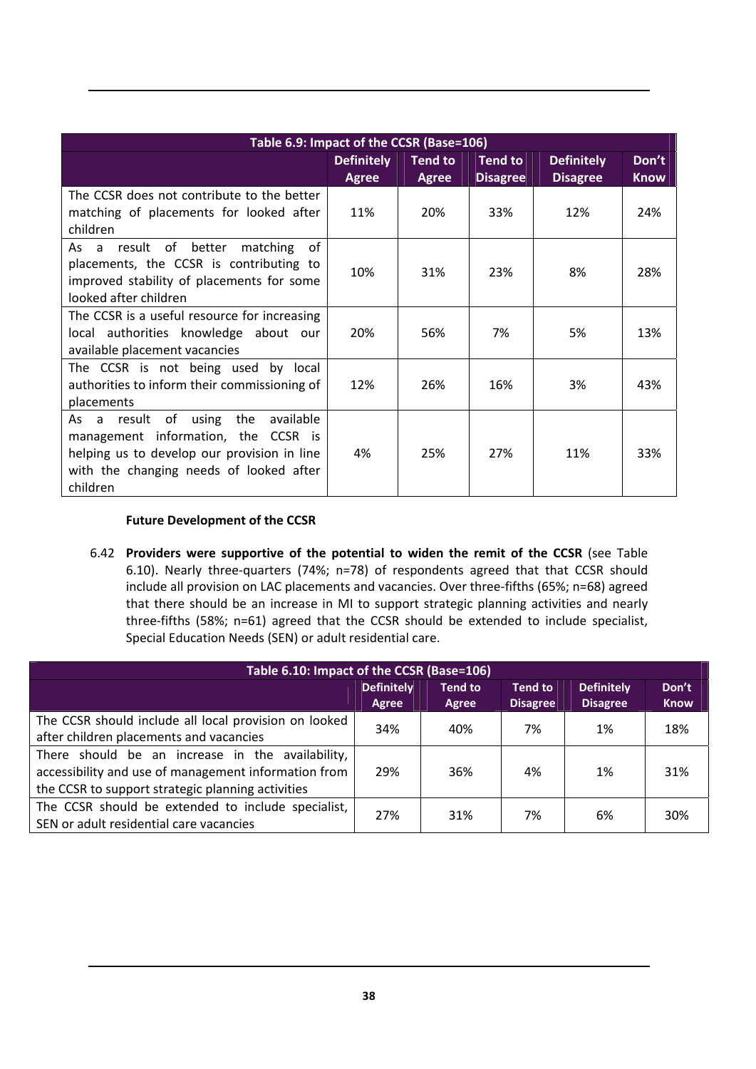| Table 6.9: Impact of the CCSR (Base=106) | | | | | |
|---|---|---|---|---|---|
| | **Definitely Agree** | **Tend to Agree** | **Tend to Disagree** | **Definitely Disagree** | **Don't Know** |
| The CCSR does not contribute to the better matching of placements for looked after children | 11% | 20% | 33% | 12% | 24% |
| As a result of better matching of placements, the CCSR is contributing to improved stability of placements for some looked after children | 10% | 31% | 23% | 8% | 28% |
| The CCSR is a useful resource for increasing local authorities knowledge about our available placement vacancies | 20% | 56% | 7% | 5% | 13% |
| The CCSR is not being used by local authorities to inform their commissioning of placements | 12% | 26% | 16% | 3% | 43% |
| As a result of using the available management information, the CCSR is helping us to develop our provision in line with the changing needs of looked after children | 4% | 25% | 27% | 11% | 33% |

**Future Development of the CCSR**

6.42 **Providers were supportive of the potential to widen the remit of the CCSR** (see Table 6.10). Nearly three-quarters (74%; n=78) of respondents agreed that that CCSR should include all provision on LAC placements and vacancies. Over three-fifths (65%; n=68) agreed that there should be an increase in MI to support strategic planning activities and nearly three-fifths (58%; n=61) agreed that the CCSR should be extended to include specialist, Special Education Needs (SEN) or adult residential care.

| Table 6.10: Impact of the CCSR (Base=106) | | | | | |
|---|---|---|---|---|---|
| | **Definitely Agree** | **Tend to Agree** | **Tend to Disagree** | **Definitely Disagree** | **Don't Know** |
| The CCSR should include all local provision on looked after children placements and vacancies | 34% | 40% | 7% | 1% | 18% |
| There should be an increase in the availability, accessibility and use of management information from the CCSR to support strategic planning activities | 29% | 36% | 4% | 1% | 31% |
| The CCSR should be extended to include specialist, SEN or adult residential care vacancies | 27% | 31% | 7% | 6% | 30% |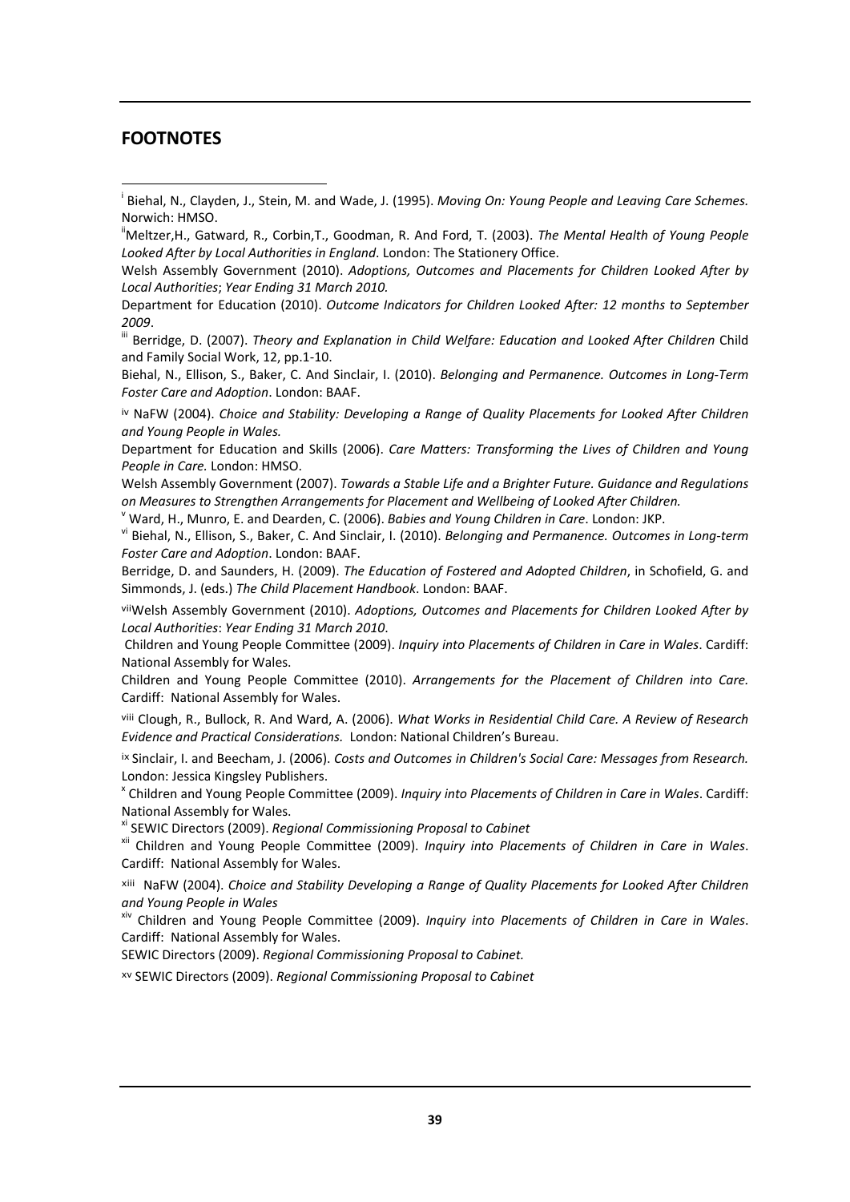## FOOTNOTES

[i] Biehal, N., Clayden, J., Stein, M. and Wade, J. (1995). *Moving On: Young People and Leaving Care Schemes.* Norwich: HMSO.

[ii]Meltzer,H., Gatward, R., Corbin,T., Goodman, R. And Ford, T. (2003). *The Mental Health of Young People Looked After by Local Authorities in England*. London: The Stationery Office.

Welsh Assembly Government (2010). *Adoptions, Outcomes and Placements for Children Looked After by Local Authorities*; *Year Ending 31 March 2010.*

Department for Education (2010). *Outcome Indicators for Children Looked After: 12 months to September 2009*.

[iii] Berridge, D. (2007). *Theory and Explanation in Child Welfare: Education and Looked After Children* Child and Family Social Work, 12, pp.1-10.

Biehal, N., Ellison, S., Baker, C. And Sinclair, I. (2010). *Belonging and Permanence. Outcomes in Long-Term Foster Care and Adoption*. London: BAAF.

[iv] NaFW (2004). *Choice and Stability: Developing a Range of Quality Placements for Looked After Children and Young People in Wales.*

Department for Education and Skills (2006). *Care Matters: Transforming the Lives of Children and Young People in Care.* London: HMSO.

Welsh Assembly Government (2007). *Towards a Stable Life and a Brighter Future. Guidance and Regulations on Measures to Strengthen Arrangements for Placement and Wellbeing of Looked After Children.*

[v] Ward, H., Munro, E. and Dearden, C. (2006). *Babies and Young Children in Care*. London: JKP.

[vi] Biehal, N., Ellison, S., Baker, C. And Sinclair, I. (2010). *Belonging and Permanence. Outcomes in Long-term Foster Care and Adoption*. London: BAAF.

Berridge, D. and Saunders, H. (2009). *The Education of Fostered and Adopted Children*, in Schofield, G. and Simmonds, J. (eds.) *The Child Placement Handbook*. London: BAAF.

[vii]Welsh Assembly Government (2010). *Adoptions, Outcomes and Placements for Children Looked After by Local Authorities*: *Year Ending 31 March 2010*.

Children and Young People Committee (2009). *Inquiry into Placements of Children in Care in Wales*. Cardiff: National Assembly for Wales.

Children and Young People Committee (2010). *Arrangements for the Placement of Children into Care.* Cardiff: National Assembly for Wales.

[viii] Clough, R., Bullock, R. And Ward, A. (2006). *What Works in Residential Child Care. A Review of Research Evidence and Practical Considerations.* London: National Children's Bureau.

[ix] Sinclair, I. and Beecham, J. (2006). *Costs and Outcomes in Children's Social Care: Messages from Research.* London: Jessica Kingsley Publishers.

[x] Children and Young People Committee (2009). *Inquiry into Placements of Children in Care in Wales*. Cardiff: National Assembly for Wales.

[xi] SEWIC Directors (2009). *Regional Commissioning Proposal to Cabinet*

[xii] Children and Young People Committee (2009). *Inquiry into Placements of Children in Care in Wales*. Cardiff: National Assembly for Wales.

[xiii] NaFW (2004). *Choice and Stability Developing a Range of Quality Placements for Looked After Children and Young People in Wales*

[xiv] Children and Young People Committee (2009). *Inquiry into Placements of Children in Care in Wales*. Cardiff: National Assembly for Wales.

SEWIC Directors (2009). *Regional Commissioning Proposal to Cabinet.*

[xv] SEWIC Directors (2009). *Regional Commissioning Proposal to Cabinet*